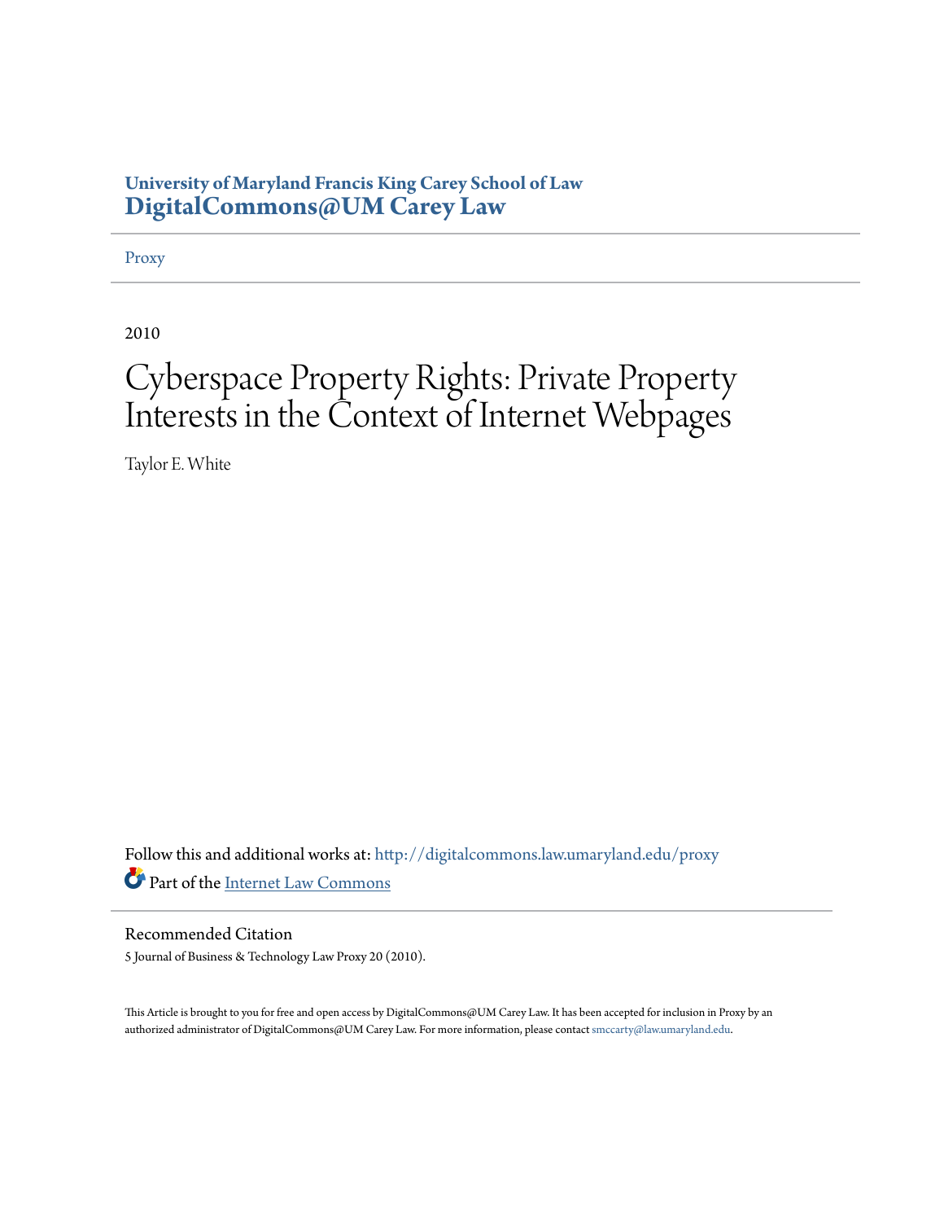University of Maryland Francis King Carey School of Law
**DigitalCommons@UM Carey Law**

Proxy

2010

# Cyberspace Property Rights: Private Property Interests in the Context of Internet Webpages

Taylor E. White

Follow this and additional works at: http://digitalcommons.law.umaryland.edu/proxy

Part of the Internet Law Commons

Recommended Citation

5 Journal of Business & Technology Law Proxy 20 (2010).

This Article is brought to you for free and open access by DigitalCommons@UM Carey Law. It has been accepted for inclusion in Proxy by an authorized administrator of DigitalCommons@UM Carey Law. For more information, please contact smccarty@law.umaryland.edu.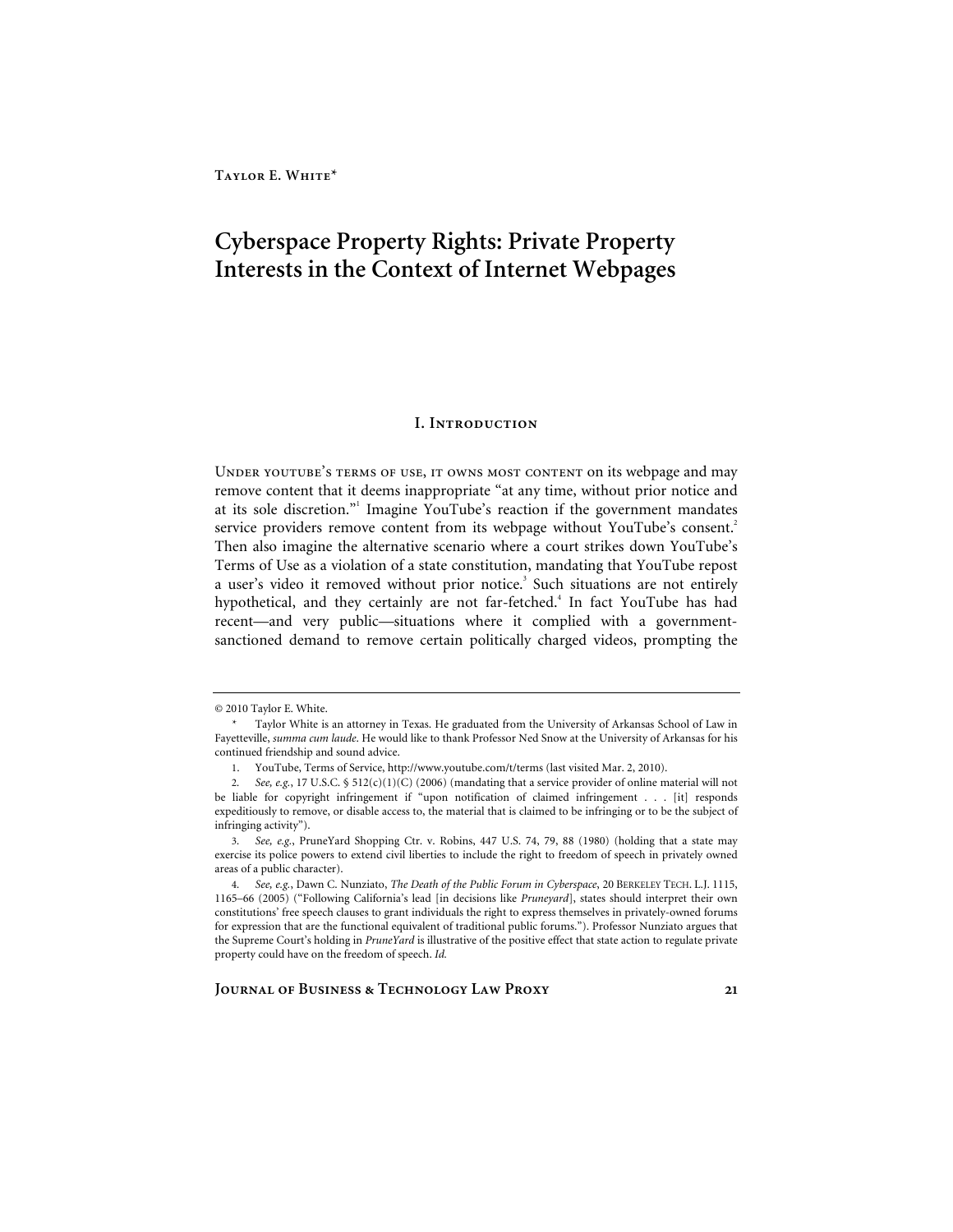TAYLOR E. WHITE*

# Cyberspace Property Rights: Private Property Interests in the Context of Internet Webpages

## I. INTRODUCTION

UNDER YOUTUBE'S TERMS OF USE, IT OWNS MOST CONTENT on its webpage and may remove content that it deems inappropriate "at any time, without prior notice and at its sole discretion."[1] Imagine YouTube's reaction if the government mandates service providers remove content from its webpage without YouTube's consent.[2] Then also imagine the alternative scenario where a court strikes down YouTube's Terms of Use as a violation of a state constitution, mandating that YouTube repost a user's video it removed without prior notice.[3] Such situations are not entirely hypothetical, and they certainly are not far-fetched.[4] In fact YouTube has had recent—and very public—situations where it complied with a government-sanctioned demand to remove certain politically charged videos, prompting the

---

© 2010 Taylor E. White.

\* Taylor White is an attorney in Texas. He graduated from the University of Arkansas School of Law in Fayetteville, *summa cum laude*. He would like to thank Professor Ned Snow at the University of Arkansas for his continued friendship and sound advice.

1. YouTube, Terms of Service, http://www.youtube.com/t/terms (last visited Mar. 2, 2010).

2. *See, e.g.*, 17 U.S.C. § 512(c)(1)(C) (2006) (mandating that a service provider of online material will not be liable for copyright infringement if "upon notification of claimed infringement . . . [it] responds expeditiously to remove, or disable access to, the material that is claimed to be infringing or to be the subject of infringing activity").

3. *See, e.g.*, PruneYard Shopping Ctr. v. Robins, 447 U.S. 74, 79, 88 (1980) (holding that a state may exercise its police powers to extend civil liberties to include the right to freedom of speech in privately owned areas of a public character).

4. *See, e.g.*, Dawn C. Nunziato, *The Death of the Public Forum in Cyberspace*, 20 BERKELEY TECH. L.J. 1115, 1165–66 (2005) ("Following California's lead [in decisions like *Pruneyard*], states should interpret their own constitutions' free speech clauses to grant individuals the right to express themselves in privately-owned forums for expression that are the functional equivalent of traditional public forums."). Professor Nunziato argues that the Supreme Court's holding in *PruneYard* is illustrative of the positive effect that state action to regulate private property could have on the freedom of speech. *Id.*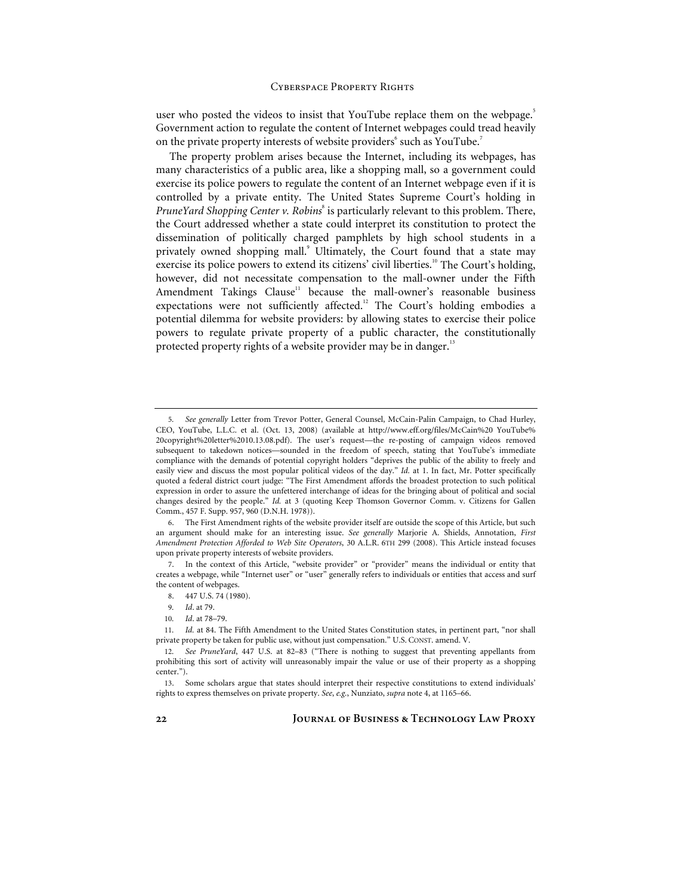user who posted the videos to insist that YouTube replace them on the webpage.[5] Government action to regulate the content of Internet webpages could tread heavily on the private property interests of website providers[6] such as YouTube.[7]

The property problem arises because the Internet, including its webpages, has many characteristics of a public area, like a shopping mall, so a government could exercise its police powers to regulate the content of an Internet webpage even if it is controlled by a private entity. The United States Supreme Court's holding in *PruneYard Shopping Center v. Robins*[8] is particularly relevant to this problem. There, the Court addressed whether a state could interpret its constitution to protect the dissemination of politically charged pamphlets by high school students in a privately owned shopping mall.[9] Ultimately, the Court found that a state may exercise its police powers to extend its citizens' civil liberties.[10] The Court's holding, however, did not necessitate compensation to the mall-owner under the Fifth Amendment Takings Clause[11] because the mall-owner's reasonable business expectations were not sufficiently affected.[12] The Court's holding embodies a potential dilemma for website providers: by allowing states to exercise their police powers to regulate private property of a public character, the constitutionally protected property rights of a website provider may be in danger.[13]

---

5. *See generally* Letter from Trevor Potter, General Counsel, McCain-Palin Campaign, to Chad Hurley, CEO, YouTube, L.L.C. et al. (Oct. 13, 2008) (available at http://www.eff.org/files/McCain%20 YouTube%20copyright%20letter%2010.13.08.pdf). The user's request—the re-posting of campaign videos removed subsequent to takedown notices—sounded in the freedom of speech, stating that YouTube's immediate compliance with the demands of potential copyright holders "deprives the public of the ability to freely and easily view and discuss the most popular political videos of the day." *Id.* at 1. In fact, Mr. Potter specifically quoted a federal district court judge: "The First Amendment affords the broadest protection to such political expression in order to assure the unfettered interchange of ideas for the bringing about of political and social changes desired by the people." *Id.* at 3 (quoting Keep Thomson Governor Comm. v. Citizens for Gallen Comm., 457 F. Supp. 957, 960 (D.N.H. 1978)).

6. The First Amendment rights of the website provider itself are outside the scope of this Article, but such an argument should make for an interesting issue. *See generally* Marjorie A. Shields, Annotation, *First Amendment Protection Afforded to Web Site Operators*, 30 A.L.R. 6TH 299 (2008). This Article instead focuses upon private property interests of website providers.

7. In the context of this Article, "website provider" or "provider" means the individual or entity that creates a webpage, while "Internet user" or "user" generally refers to individuals or entities that access and surf the content of webpages.

8. 447 U.S. 74 (1980).

9. *Id*. at 79.

10. *Id*. at 78–79.

11. *Id.* at 84. The Fifth Amendment to the United States Constitution states, in pertinent part, "nor shall private property be taken for public use, without just compensation." U.S. CONST. amend. V.

12. *See PruneYard*, 447 U.S. at 82–83 ("There is nothing to suggest that preventing appellants from prohibiting this sort of activity will unreasonably impair the value or use of their property as a shopping center.").

13. Some scholars argue that states should interpret their respective constitutions to extend individuals' rights to express themselves on private property. *See*, *e.g.*, Nunziato, *supra* note 4, at 1165–66.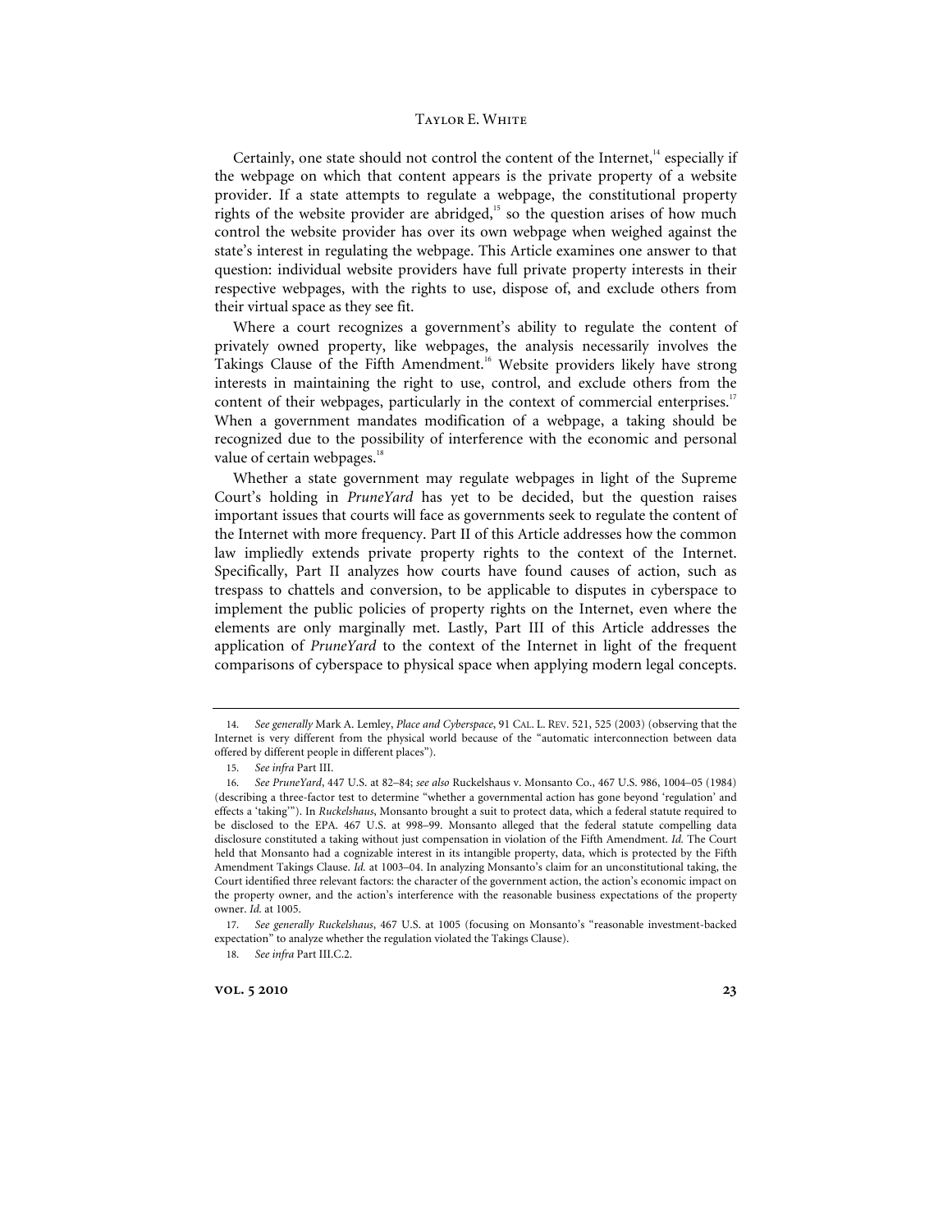Certainly, one state should not control the content of the Internet,[14] especially if the webpage on which that content appears is the private property of a website provider. If a state attempts to regulate a webpage, the constitutional property rights of the website provider are abridged,[15] so the question arises of how much control the website provider has over its own webpage when weighed against the state's interest in regulating the webpage. This Article examines one answer to that question: individual website providers have full private property interests in their respective webpages, with the rights to use, dispose of, and exclude others from their virtual space as they see fit.

Where a court recognizes a government's ability to regulate the content of privately owned property, like webpages, the analysis necessarily involves the Takings Clause of the Fifth Amendment.[16] Website providers likely have strong interests in maintaining the right to use, control, and exclude others from the content of their webpages, particularly in the context of commercial enterprises.[17] When a government mandates modification of a webpage, a taking should be recognized due to the possibility of interference with the economic and personal value of certain webpages.[18]

Whether a state government may regulate webpages in light of the Supreme Court's holding in *PruneYard* has yet to be decided, but the question raises important issues that courts will face as governments seek to regulate the content of the Internet with more frequency. Part II of this Article addresses how the common law impliedly extends private property rights to the context of the Internet. Specifically, Part II analyzes how courts have found causes of action, such as trespass to chattels and conversion, to be applicable to disputes in cyberspace to implement the public policies of property rights on the Internet, even where the elements are only marginally met. Lastly, Part III of this Article addresses the application of *PruneYard* to the context of the Internet in light of the frequent comparisons of cyberspace to physical space when applying modern legal concepts.

---

14. *See generally* Mark A. Lemley, *Place and Cyberspace*, 91 CAL. L. REV. 521, 525 (2003) (observing that the Internet is very different from the physical world because of the "automatic interconnection between data offered by different people in different places").

15. *See infra* Part III.

16. *See PruneYard*, 447 U.S. at 82–84; *see also* Ruckelshaus v. Monsanto Co., 467 U.S. 986, 1004–05 (1984) (describing a three-factor test to determine "whether a governmental action has gone beyond 'regulation' and effects a 'taking'"). In *Ruckelshaus*, Monsanto brought a suit to protect data, which a federal statute required to be disclosed to the EPA. 467 U.S. at 998–99. Monsanto alleged that the federal statute compelling data disclosure constituted a taking without just compensation in violation of the Fifth Amendment. *Id.* The Court held that Monsanto had a cognizable interest in its intangible property, data, which is protected by the Fifth Amendment Takings Clause. *Id.* at 1003–04. In analyzing Monsanto's claim for an unconstitutional taking, the Court identified three relevant factors: the character of the government action, the action's economic impact on the property owner, and the action's interference with the reasonable business expectations of the property owner. *Id.* at 1005.

17. *See generally Ruckelshaus*, 467 U.S. at 1005 (focusing on Monsanto's "reasonable investment-backed expectation" to analyze whether the regulation violated the Takings Clause).

18. *See infra* Part III.C.2.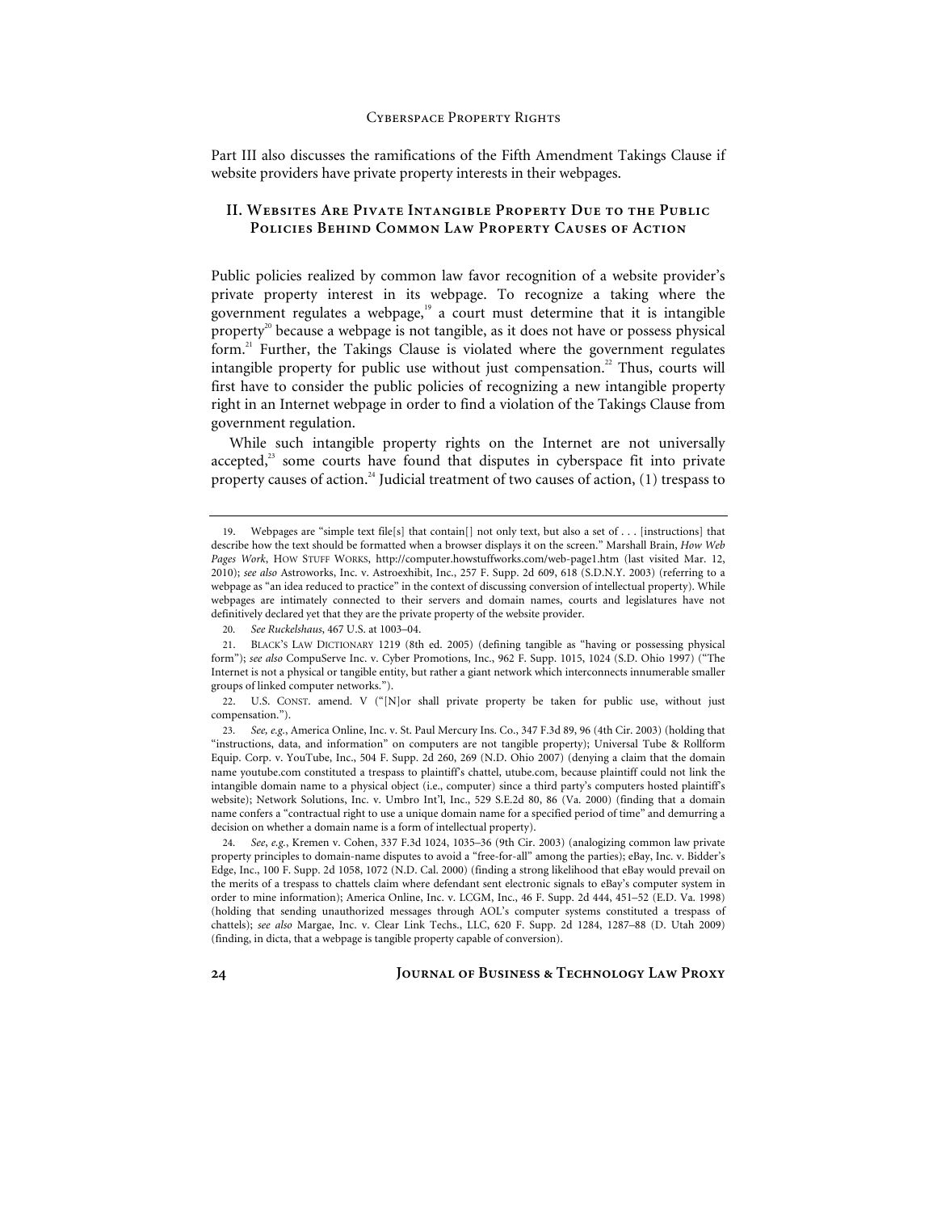Part III also discusses the ramifications of the Fifth Amendment Takings Clause if website providers have private property interests in their webpages.

## II. Websites Are Private Intangible Property Due to the Public Policies Behind Common Law Property Causes of Action

Public policies realized by common law favor recognition of a website provider's private property interest in its webpage. To recognize a taking where the government regulates a webpage,[19] a court must determine that it is intangible property[20] because a webpage is not tangible, as it does not have or possess physical form.[21] Further, the Takings Clause is violated where the government regulates intangible property for public use without just compensation.[22] Thus, courts will first have to consider the public policies of recognizing a new intangible property right in an Internet webpage in order to find a violation of the Takings Clause from government regulation.

While such intangible property rights on the Internet are not universally accepted,[23] some courts have found that disputes in cyberspace fit into private property causes of action.[24] Judicial treatment of two causes of action, (1) trespass to

---

19. Webpages are "simple text file[s] that contain[] not only text, but also a set of . . . [instructions] that describe how the text should be formatted when a browser displays it on the screen." Marshall Brain, *How Web Pages Work*, HOW STUFF WORKS, http://computer.howstuffworks.com/web-page1.htm (last visited Mar. 12, 2010); *see also* Astroworks, Inc. v. Astroexhibit, Inc., 257 F. Supp. 2d 609, 618 (S.D.N.Y. 2003) (referring to a webpage as "an idea reduced to practice" in the context of discussing conversion of intellectual property). While webpages are intimately connected to their servers and domain names, courts and legislatures have not definitively declared yet that they are the private property of the website provider.

20. *See Ruckelshaus*, 467 U.S. at 1003–04.

21. BLACK'S LAW DICTIONARY 1219 (8th ed. 2005) (defining tangible as "having or possessing physical form"); *see also* CompuServe Inc. v. Cyber Promotions, Inc., 962 F. Supp. 1015, 1024 (S.D. Ohio 1997) ("The Internet is not a physical or tangible entity, but rather a giant network which interconnects innumerable smaller groups of linked computer networks.").

22. U.S. CONST. amend. V ("[N]or shall private property be taken for public use, without just compensation.").

23. *See, e.g.*, America Online, Inc. v. St. Paul Mercury Ins. Co., 347 F.3d 89, 96 (4th Cir. 2003) (holding that "instructions, data, and information" on computers are not tangible property); Universal Tube & Rollform Equip. Corp. v. YouTube, Inc., 504 F. Supp. 2d 260, 269 (N.D. Ohio 2007) (denying a claim that the domain name youtube.com constituted a trespass to plaintiff's chattel, utube.com, because plaintiff could not link the intangible domain name to a physical object (i.e., computer) since a third party's computers hosted plaintiff's website); Network Solutions, Inc. v. Umbro Int'l, Inc., 529 S.E.2d 80, 86 (Va. 2000) (finding that a domain name confers a "contractual right to use a unique domain name for a specified period of time" and demurring a decision on whether a domain name is a form of intellectual property).

24. *See*, *e.g.*, Kremen v. Cohen, 337 F.3d 1024, 1035–36 (9th Cir. 2003) (analogizing common law private property principles to domain-name disputes to avoid a "free-for-all" among the parties); eBay, Inc. v. Bidder's Edge, Inc., 100 F. Supp. 2d 1058, 1072 (N.D. Cal. 2000) (finding a strong likelihood that eBay would prevail on the merits of a trespass to chattels claim where defendant sent electronic signals to eBay's computer system in order to mine information); America Online, Inc. v. LCGM, Inc., 46 F. Supp. 2d 444, 451–52 (E.D. Va. 1998) (holding that sending unauthorized messages through AOL's computer systems constituted a trespass of chattels); *see also* Margae, Inc. v. Clear Link Techs., LLC, 620 F. Supp. 2d 1284, 1287–88 (D. Utah 2009) (finding, in dicta, that a webpage is tangible property capable of conversion).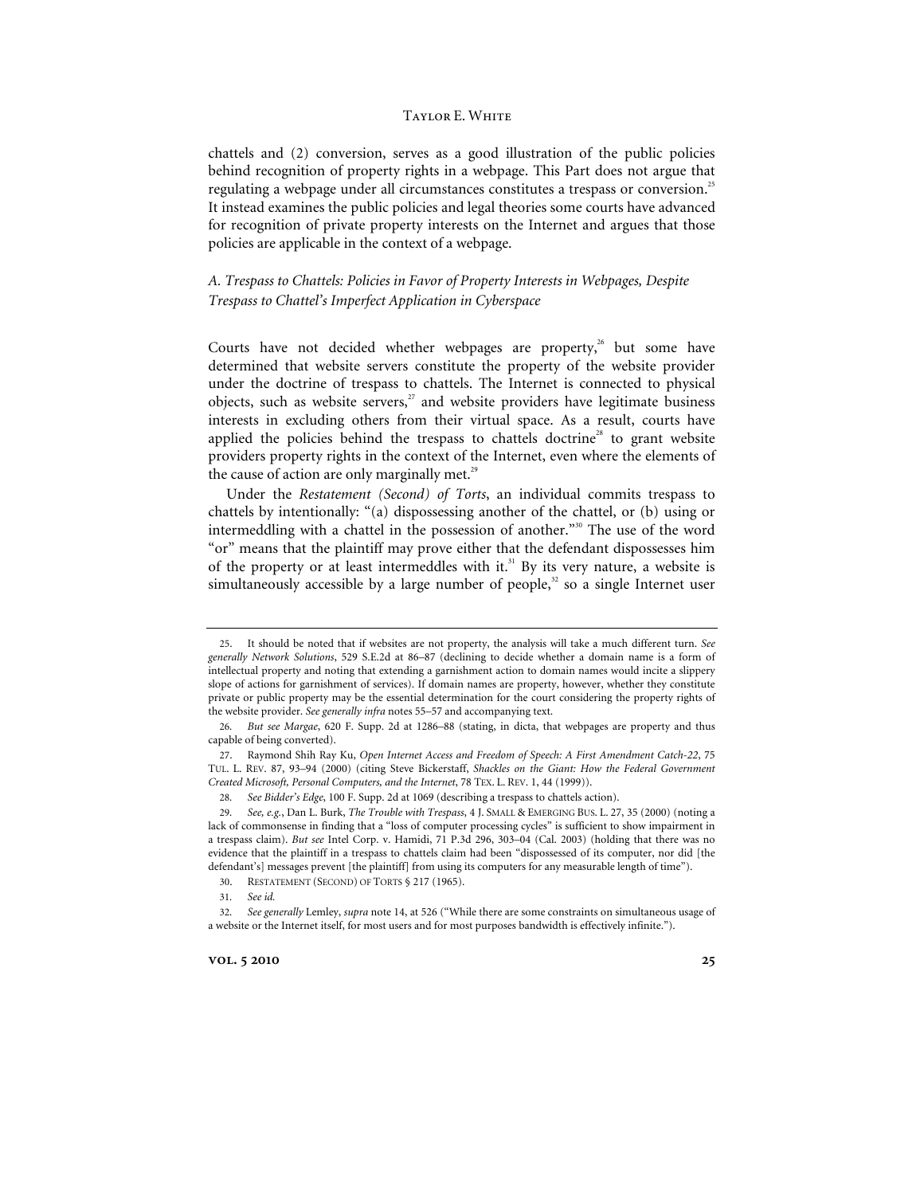chattels and (2) conversion, serves as a good illustration of the public policies behind recognition of property rights in a webpage. This Part does not argue that regulating a webpage under all circumstances constitutes a trespass or conversion.[25] It instead examines the public policies and legal theories some courts have advanced for recognition of private property interests on the Internet and argues that those policies are applicable in the context of a webpage.

### *A. Trespass to Chattels: Policies in Favor of Property Interests in Webpages, Despite Trespass to Chattel's Imperfect Application in Cyberspace*

Courts have not decided whether webpages are property,[26] but some have determined that website servers constitute the property of the website provider under the doctrine of trespass to chattels. The Internet is connected to physical objects, such as website servers,[27] and website providers have legitimate business interests in excluding others from their virtual space. As a result, courts have applied the policies behind the trespass to chattels doctrine[28] to grant website providers property rights in the context of the Internet, even where the elements of the cause of action are only marginally met.[29]

Under the *Restatement (Second) of Torts*, an individual commits trespass to chattels by intentionally: "(a) dispossessing another of the chattel, or (b) using or intermeddling with a chattel in the possession of another."[30] The use of the word "or" means that the plaintiff may prove either that the defendant dispossesses him of the property or at least intermeddles with it.[31] By its very nature, a website is simultaneously accessible by a large number of people,[32] so a single Internet user

---

25. It should be noted that if websites are not property, the analysis will take a much different turn. *See generally Network Solutions*, 529 S.E.2d at 86–87 (declining to decide whether a domain name is a form of intellectual property and noting that extending a garnishment action to domain names would incite a slippery slope of actions for garnishment of services). If domain names are property, however, whether they constitute private or public property may be the essential determination for the court considering the property rights of the website provider. *See generally infra* notes 55–57 and accompanying text.

26. *But see Margae*, 620 F. Supp. 2d at 1286–88 (stating, in dicta, that webpages are property and thus capable of being converted).

27. Raymond Shih Ray Ku, *Open Internet Access and Freedom of Speech: A First Amendment Catch-22*, 75 TUL. L. REV. 87, 93–94 (2000) (citing Steve Bickerstaff, *Shackles on the Giant: How the Federal Government Created Microsoft, Personal Computers, and the Internet*, 78 TEX. L. REV. 1, 44 (1999)).

28. *See Bidder's Edge*, 100 F. Supp. 2d at 1069 (describing a trespass to chattels action).

29. *See, e.g.*, Dan L. Burk, *The Trouble with Trespass*, 4 J. SMALL & EMERGING BUS. L. 27, 35 (2000) (noting a lack of commonsense in finding that a "loss of computer processing cycles" is sufficient to show impairment in a trespass claim). *But see* Intel Corp. v. Hamidi, 71 P.3d 296, 303–04 (Cal. 2003) (holding that there was no evidence that the plaintiff in a trespass to chattels claim had been "dispossessed of its computer, nor did [the defendant's] messages prevent [the plaintiff] from using its computers for any measurable length of time").

30. RESTATEMENT (SECOND) OF TORTS § 217 (1965).

31. *See id.*

32. *See generally* Lemley, *supra* note 14, at 526 ("While there are some constraints on simultaneous usage of a website or the Internet itself, for most users and for most purposes bandwidth is effectively infinite.").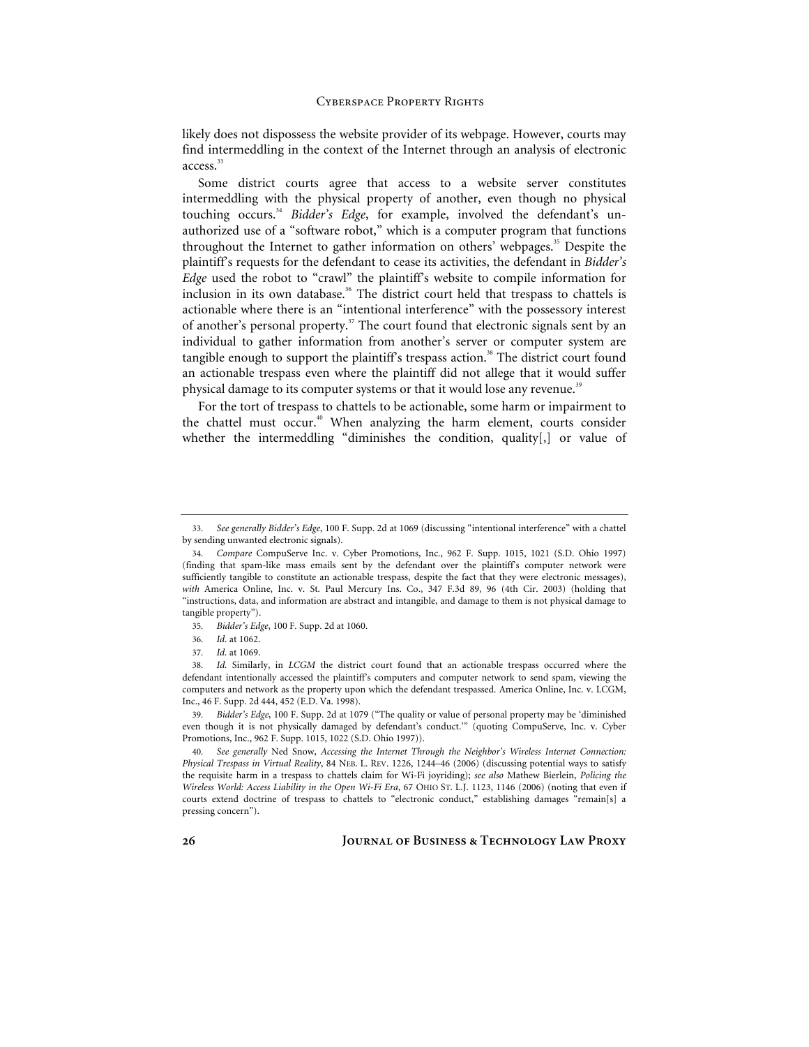likely does not dispossess the website provider of its webpage. However, courts may find intermeddling in the context of the Internet through an analysis of electronic access.[33]

Some district courts agree that access to a website server constitutes intermeddling with the physical property of another, even though no physical touching occurs.[34] *Bidder's Edge*, for example, involved the defendant's unauthorized use of a "software robot," which is a computer program that functions throughout the Internet to gather information on others' webpages.[35] Despite the plaintiff's requests for the defendant to cease its activities, the defendant in *Bidder's Edge* used the robot to "crawl" the plaintiff's website to compile information for inclusion in its own database.[36] The district court held that trespass to chattels is actionable where there is an "intentional interference" with the possessory interest of another's personal property.[37] The court found that electronic signals sent by an individual to gather information from another's server or computer system are tangible enough to support the plaintiff's trespass action.[38] The district court found an actionable trespass even where the plaintiff did not allege that it would suffer physical damage to its computer systems or that it would lose any revenue.[39]

For the tort of trespass to chattels to be actionable, some harm or impairment to the chattel must occur.[40] When analyzing the harm element, courts consider whether the intermeddling "diminishes the condition, quality[,] or value of

---

33. *See generally Bidder's Edge*, 100 F. Supp. 2d at 1069 (discussing "intentional interference" with a chattel by sending unwanted electronic signals).

34. *Compare* CompuServe Inc. v. Cyber Promotions, Inc., 962 F. Supp. 1015, 1021 (S.D. Ohio 1997) (finding that spam-like mass emails sent by the defendant over the plaintiff's computer network were sufficiently tangible to constitute an actionable trespass, despite the fact that they were electronic messages), *with* America Online, Inc. v. St. Paul Mercury Ins. Co., 347 F.3d 89, 96 (4th Cir. 2003) (holding that "instructions, data, and information are abstract and intangible, and damage to them is not physical damage to tangible property").

35. *Bidder's Edge*, 100 F. Supp. 2d at 1060.

36. *Id.* at 1062.

37. *Id.* at 1069.

38. *Id.* Similarly, in *LCGM* the district court found that an actionable trespass occurred where the defendant intentionally accessed the plaintiff's computers and computer network to send spam, viewing the computers and network as the property upon which the defendant trespassed. America Online, Inc. v. LCGM, Inc., 46 F. Supp. 2d 444, 452 (E.D. Va. 1998).

39. *Bidder's Edge*, 100 F. Supp. 2d at 1079 ("The quality or value of personal property may be 'diminished even though it is not physically damaged by defendant's conduct.'" (quoting CompuServe, Inc. v. Cyber Promotions, Inc., 962 F. Supp. 1015, 1022 (S.D. Ohio 1997)).

40. *See generally* Ned Snow, *Accessing the Internet Through the Neighbor's Wireless Internet Connection: Physical Trespass in Virtual Reality*, 84 NEB. L. REV. 1226, 1244–46 (2006) (discussing potential ways to satisfy the requisite harm in a trespass to chattels claim for Wi-Fi joyriding); *see also* Mathew Bierlein, *Policing the Wireless World: Access Liability in the Open Wi-Fi Era*, 67 OHIO ST. L.J. 1123, 1146 (2006) (noting that even if courts extend doctrine of trespass to chattels to "electronic conduct," establishing damages "remain[s] a pressing concern").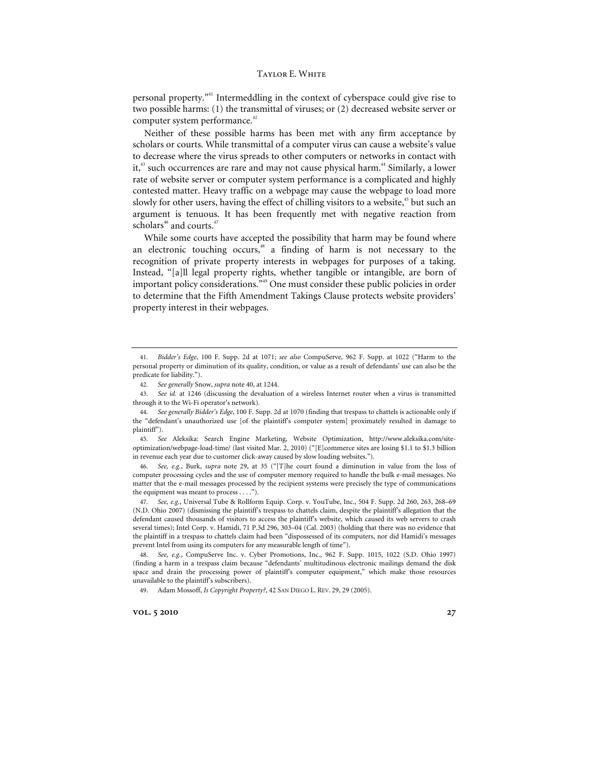personal property."[41] Intermeddling in the context of cyberspace could give rise to two possible harms: (1) the transmittal of viruses; or (2) decreased website server or computer system performance.[42]

Neither of these possible harms has been met with any firm acceptance by scholars or courts. While transmittal of a computer virus can cause a website's value to decrease where the virus spreads to other computers or networks in contact with it,[43] such occurrences are rare and may not cause physical harm.[44] Similarly, a lower rate of website server or computer system performance is a complicated and highly contested matter. Heavy traffic on a webpage may cause the webpage to load more slowly for other users, having the effect of chilling visitors to a website,[45] but such an argument is tenuous. It has been frequently met with negative reaction from scholars[46] and courts.[47]

While some courts have accepted the possibility that harm may be found where an electronic touching occurs,[48] a finding of harm is not necessary to the recognition of private property interests in webpages for purposes of a taking. Instead, "[a]ll legal property rights, whether tangible or intangible, are born of important policy considerations."[49] One must consider these public policies in order to determine that the Fifth Amendment Takings Clause protects website providers' property interest in their webpages.

---

41. *Bidder's Edge*, 100 F. Supp. 2d at 1071; *see also* CompuServe, 962 F. Supp. at 1022 ("Harm to the personal property or diminution of its quality, condition, or value as a result of defendants' use can also be the predicate for liability.").

42. *See generally* Snow, *supra* note 40, at 1244.

43. *See id.* at 1246 (discussing the devaluation of a wireless Internet router when a virus is transmitted through it to the Wi-Fi operator's network).

44. *See generally Bidder's Edge*, 100 F. Supp. 2d at 1070 (finding that trespass to chattels is actionable only if the "defendant's unauthorized use [of the plaintiff's computer system] proximately resulted in damage to plaintiff").

45. *See* Aleksika: Search Engine Marketing, Website Optimization, http://www.aleksika.com/site-optimization/webpage-load-time/ (last visited Mar. 2, 2010) ("[E]commerce sites are losing $1.1 to $1.3 billion in revenue each year due to customer click-away caused by slow loading websites.").

46. *See, e.g.*, Burk, *supra* note 29, at 35 ("[T]he court found a diminution in value from the loss of computer processing cycles and the use of computer memory required to handle the bulk e-mail messages. No matter that the e-mail messages processed by the recipient systems were precisely the type of communications the equipment was meant to process . . . .").

47. *See, e.g.*, Universal Tube & Rollform Equip. Corp. v. YouTube, Inc., 504 F. Supp. 2d 260, 263, 268–69 (N.D. Ohio 2007) (dismissing the plaintiff's trespass to chattels claim, despite the plaintiff's allegation that the defendant caused thousands of visitors to access the plaintiff's website, which caused its web servers to crash several times); Intel Corp. v. Hamidi, 71 P.3d 296, 303–04 (Cal. 2003) (holding that there was no evidence that the plaintiff in a trespass to chattels claim had been "dispossessed of its computers, nor did Hamidi's messages prevent Intel from using its computers for any measurable length of time").

48. *See, e.g.*, CompuServe Inc. v. Cyber Promotions, Inc., 962 F. Supp. 1015, 1022 (S.D. Ohio 1997) (finding a harm in a trespass claim because "defendants' multitudinous electronic mailings demand the disk space and drain the processing power of plaintiff's computer equipment," which make those resources unavailable to the plaintiff's subscribers).

49. Adam Mossoff, *Is Copyright Property?*, 42 SAN DIEGO L. REV. 29, 29 (2005).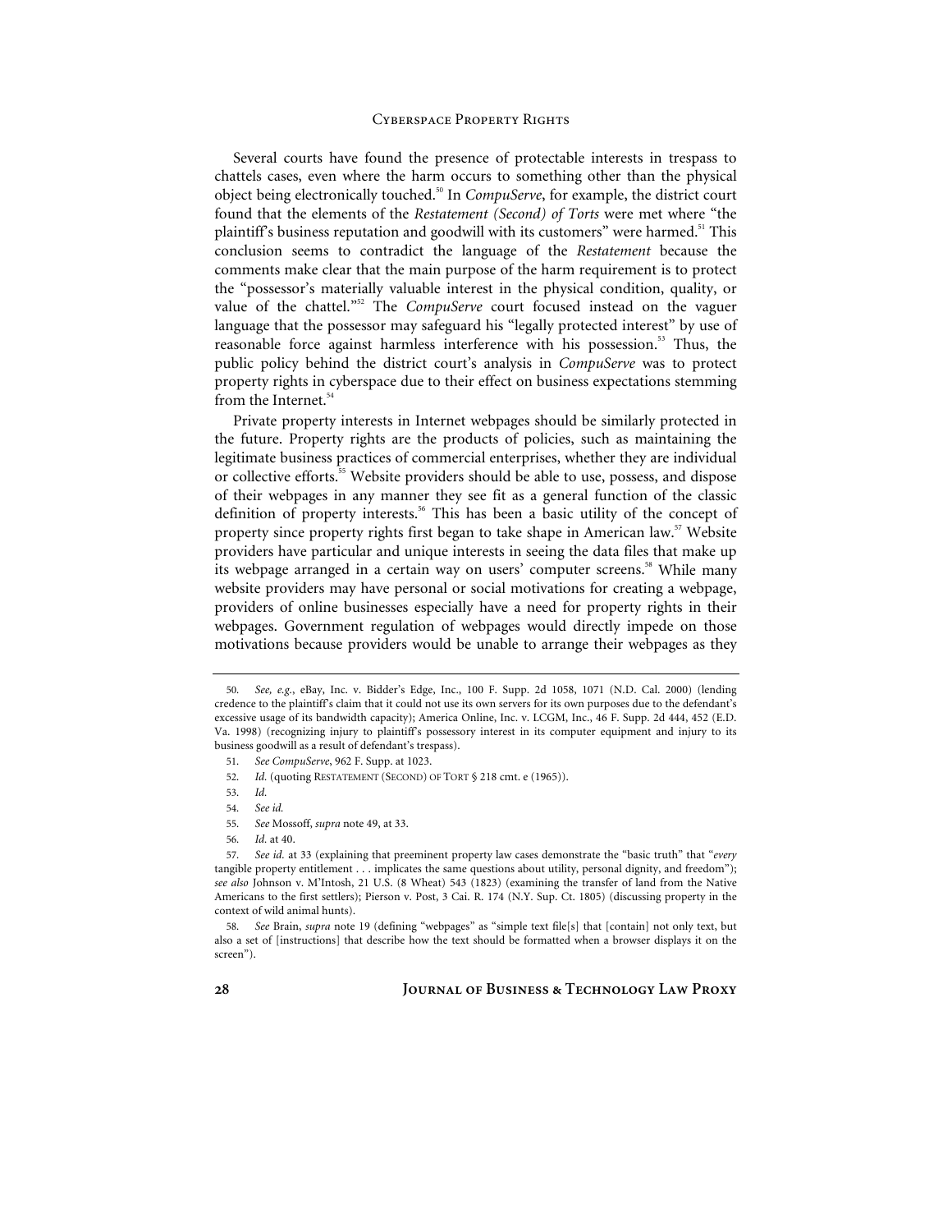Several courts have found the presence of protectable interests in trespass to chattels cases, even where the harm occurs to something other than the physical object being electronically touched.[50] In *CompuServe*, for example, the district court found that the elements of the *Restatement (Second) of Torts* were met where "the plaintiff's business reputation and goodwill with its customers" were harmed.[51] This conclusion seems to contradict the language of the *Restatement* because the comments make clear that the main purpose of the harm requirement is to protect the "possessor's materially valuable interest in the physical condition, quality, or value of the chattel."[52] The *CompuServe* court focused instead on the vaguer language that the possessor may safeguard his "legally protected interest" by use of reasonable force against harmless interference with his possession.[53] Thus, the public policy behind the district court's analysis in *CompuServe* was to protect property rights in cyberspace due to their effect on business expectations stemming from the Internet.[54]

Private property interests in Internet webpages should be similarly protected in the future. Property rights are the products of policies, such as maintaining the legitimate business practices of commercial enterprises, whether they are individual or collective efforts.[55] Website providers should be able to use, possess, and dispose of their webpages in any manner they see fit as a general function of the classic definition of property interests.[56] This has been a basic utility of the concept of property since property rights first began to take shape in American law.[57] Website providers have particular and unique interests in seeing the data files that make up its webpage arranged in a certain way on users' computer screens.[58] While many website providers may have personal or social motivations for creating a webpage, providers of online businesses especially have a need for property rights in their webpages. Government regulation of webpages would directly impede on those motivations because providers would be unable to arrange their webpages as they

---

50. *See, e.g.*, eBay, Inc. v. Bidder's Edge, Inc., 100 F. Supp. 2d 1058, 1071 (N.D. Cal. 2000) (lending credence to the plaintiff's claim that it could not use its own servers for its own purposes due to the defendant's excessive usage of its bandwidth capacity); America Online, Inc. v. LCGM, Inc., 46 F. Supp. 2d 444, 452 (E.D. Va. 1998) (recognizing injury to plaintiff's possessory interest in its computer equipment and injury to its business goodwill as a result of defendant's trespass).

51. *See CompuServe*, 962 F. Supp. at 1023.

52. *Id.* (quoting RESTATEMENT (SECOND) OF TORT § 218 cmt. e (1965)).

53. *Id.*

54. *See id.*

55. *See* Mossoff, *supra* note 49, at 33.

56. *Id.* at 40.

57. *See id.* at 33 (explaining that preeminent property law cases demonstrate the "basic truth" that "*every* tangible property entitlement . . . implicates the same questions about utility, personal dignity, and freedom"); *see also* Johnson v. M'Intosh, 21 U.S. (8 Wheat) 543 (1823) (examining the transfer of land from the Native Americans to the first settlers); Pierson v. Post, 3 Cai. R. 174 (N.Y. Sup. Ct. 1805) (discussing property in the context of wild animal hunts).

58. *See* Brain, *supra* note 19 (defining "webpages" as "simple text file[s] that [contain] not only text, but also a set of [instructions] that describe how the text should be formatted when a browser displays it on the screen").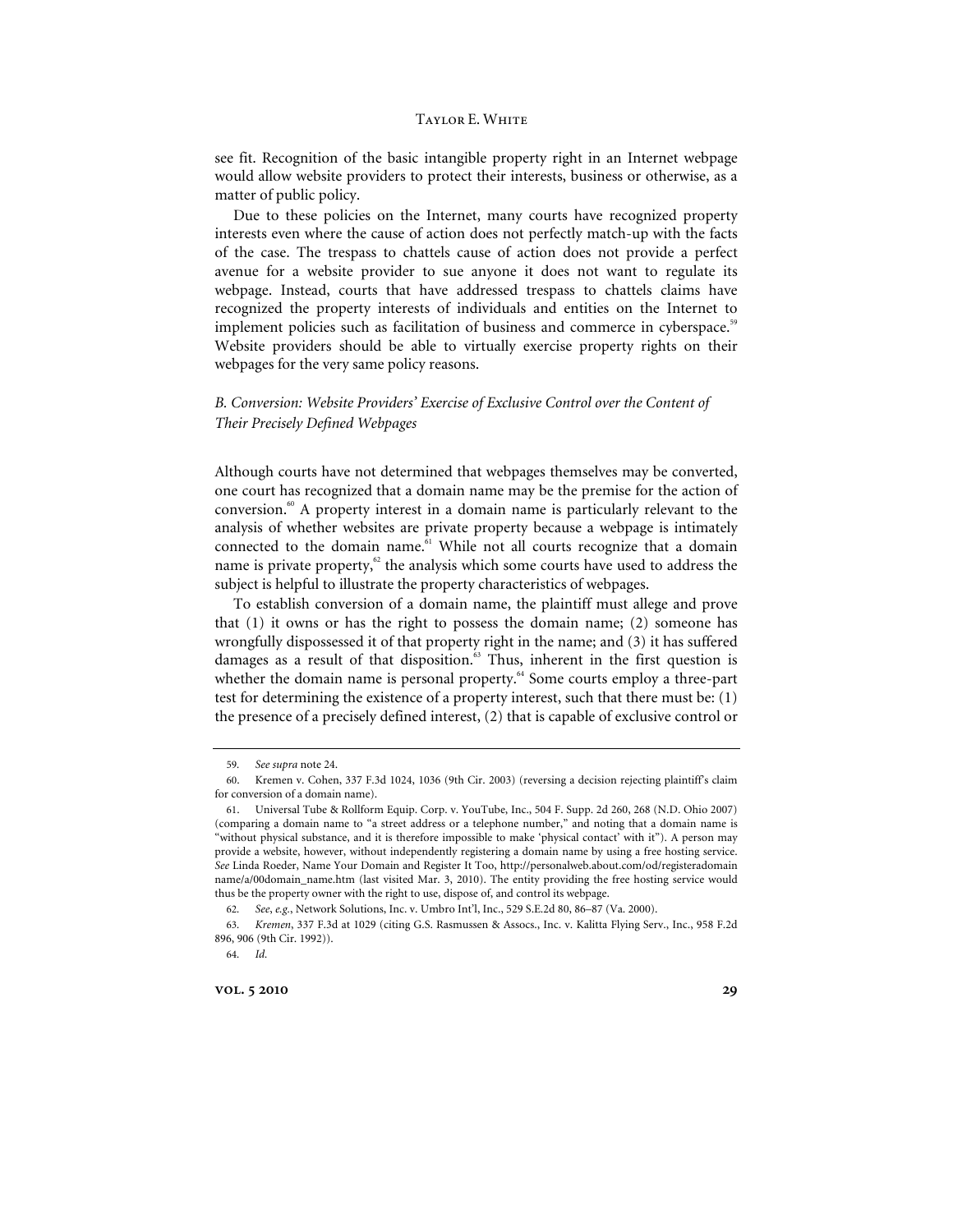see fit. Recognition of the basic intangible property right in an Internet webpage would allow website providers to protect their interests, business or otherwise, as a matter of public policy.

Due to these policies on the Internet, many courts have recognized property interests even where the cause of action does not perfectly match-up with the facts of the case. The trespass to chattels cause of action does not provide a perfect avenue for a website provider to sue anyone it does not want to regulate its webpage. Instead, courts that have addressed trespass to chattels claims have recognized the property interests of individuals and entities on the Internet to implement policies such as facilitation of business and commerce in cyberspace.[59] Website providers should be able to virtually exercise property rights on their webpages for the very same policy reasons.

### *B. Conversion: Website Providers' Exercise of Exclusive Control over the Content of Their Precisely Defined Webpages*

Although courts have not determined that webpages themselves may be converted, one court has recognized that a domain name may be the premise for the action of conversion.[60] A property interest in a domain name is particularly relevant to the analysis of whether websites are private property because a webpage is intimately connected to the domain name.[61] While not all courts recognize that a domain name is private property,[62] the analysis which some courts have used to address the subject is helpful to illustrate the property characteristics of webpages.

To establish conversion of a domain name, the plaintiff must allege and prove that (1) it owns or has the right to possess the domain name; (2) someone has wrongfully dispossessed it of that property right in the name; and (3) it has suffered damages as a result of that disposition.[63] Thus, inherent in the first question is whether the domain name is personal property.[64] Some courts employ a three-part test for determining the existence of a property interest, such that there must be: (1) the presence of a precisely defined interest, (2) that is capable of exclusive control or

---

59. *See supra* note 24.

60. Kremen v. Cohen, 337 F.3d 1024, 1036 (9th Cir. 2003) (reversing a decision rejecting plaintiff's claim for conversion of a domain name).

61. Universal Tube & Rollform Equip. Corp. v. YouTube, Inc., 504 F. Supp. 2d 260, 268 (N.D. Ohio 2007) (comparing a domain name to "a street address or a telephone number," and noting that a domain name is "without physical substance, and it is therefore impossible to make 'physical contact' with it"). A person may provide a website, however, without independently registering a domain name by using a free hosting service. *See* Linda Roeder, Name Your Domain and Register It Too, http://personalweb.about.com/od/registeradomainname/a/00domain_name.htm (last visited Mar. 3, 2010). The entity providing the free hosting service would thus be the property owner with the right to use, dispose of, and control its webpage.

62. *See, e.g.*, Network Solutions, Inc. v. Umbro Int'l, Inc., 529 S.E.2d 80, 86–87 (Va. 2000).

63. *Kremen*, 337 F.3d at 1029 (citing G.S. Rasmussen & Assocs., Inc. v. Kalitta Flying Serv., Inc., 958 F.2d 896, 906 (9th Cir. 1992)).

64. *Id.*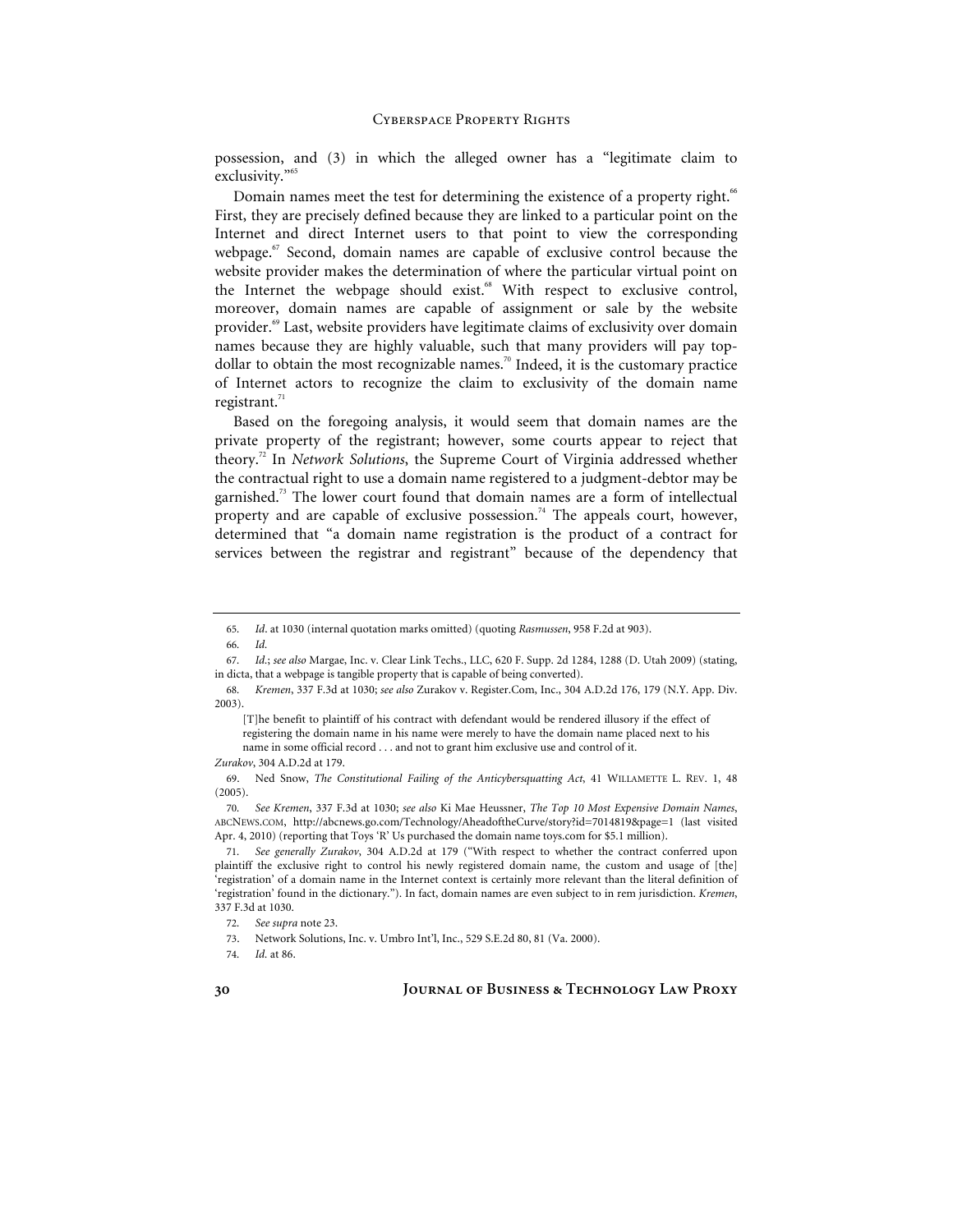possession, and (3) in which the alleged owner has a "legitimate claim to exclusivity."[65]

Domain names meet the test for determining the existence of a property right.[66] First, they are precisely defined because they are linked to a particular point on the Internet and direct Internet users to that point to view the corresponding webpage.[67] Second, domain names are capable of exclusive control because the website provider makes the determination of where the particular virtual point on the Internet the webpage should exist.[68] With respect to exclusive control, moreover, domain names are capable of assignment or sale by the website provider.[69] Last, website providers have legitimate claims of exclusivity over domain names because they are highly valuable, such that many providers will pay top-dollar to obtain the most recognizable names.[70] Indeed, it is the customary practice of Internet actors to recognize the claim to exclusivity of the domain name registrant.[71]

Based on the foregoing analysis, it would seem that domain names are the private property of the registrant; however, some courts appear to reject that theory.[72] In *Network Solutions*, the Supreme Court of Virginia addressed whether the contractual right to use a domain name registered to a judgment-debtor may be garnished.[73] The lower court found that domain names are a form of intellectual property and are capable of exclusive possession.[74] The appeals court, however, determined that "a domain name registration is the product of a contract for services between the registrar and registrant" because of the dependency that

---

65. *Id*. at 1030 (internal quotation marks omitted) (quoting *Rasmussen*, 958 F.2d at 903).

66. *Id.*

67. *Id.*; *see also* Margae, Inc. v. Clear Link Techs., LLC, 620 F. Supp. 2d 1284, 1288 (D. Utah 2009) (stating, in dicta, that a webpage is tangible property that is capable of being converted).

68. *Kremen*, 337 F.3d at 1030; *see also* Zurakov v. Register.Com, Inc., 304 A.D.2d 176, 179 (N.Y. App. Div. 2003).

> [T]he benefit to plaintiff of his contract with defendant would be rendered illusory if the effect of registering the domain name in his name were merely to have the domain name placed next to his name in some official record . . . and not to grant him exclusive use and control of it.

*Zurakov*, 304 A.D.2d at 179.

69. Ned Snow, *The Constitutional Failing of the Anticybersquatting Act*, 41 WILLAMETTE L. REV. 1, 48 (2005).

70. *See Kremen*, 337 F.3d at 1030; *see also* Ki Mae Heussner, *The Top 10 Most Expensive Domain Names*, ABCNEWS.COM, http://abcnews.go.com/Technology/AheadoftheCurve/story?id=7014819&page=1 (last visited Apr. 4, 2010) (reporting that Toys 'R' Us purchased the domain name toys.com for $5.1 million).

71. *See generally Zurakov*, 304 A.D.2d at 179 ("With respect to whether the contract conferred upon plaintiff the exclusive right to control his newly registered domain name, the custom and usage of [the] 'registration' of a domain name in the Internet context is certainly more relevant than the literal definition of 'registration' found in the dictionary."). In fact, domain names are even subject to in rem jurisdiction. *Kremen*, 337 F.3d at 1030.

72. *See supra* note 23.

73. Network Solutions, Inc. v. Umbro Int'l, Inc., 529 S.E.2d 80, 81 (Va. 2000).

74. *Id*. at 86.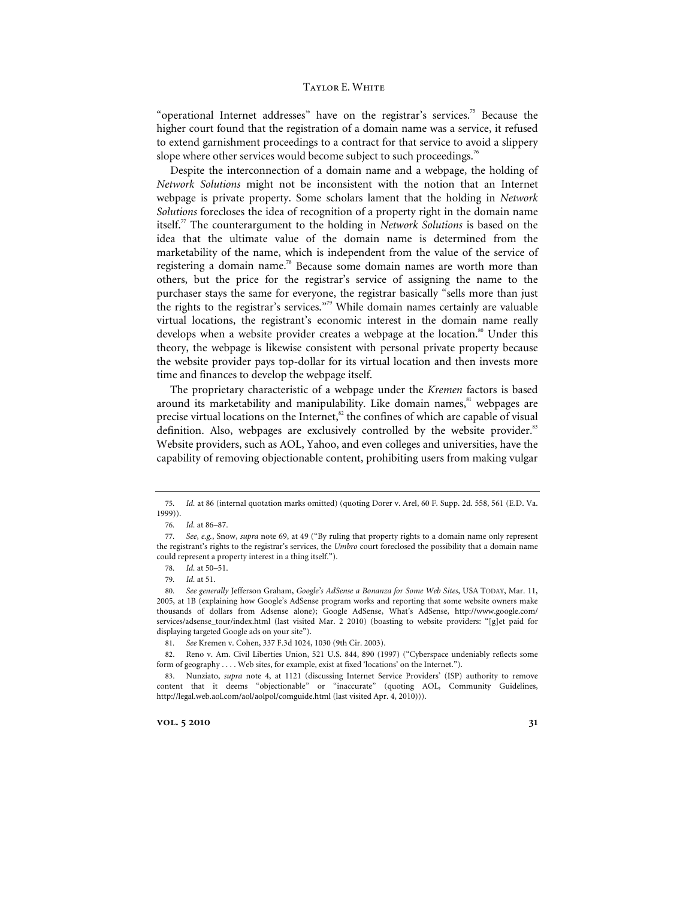"operational Internet addresses" have on the registrar's services.[75] Because the higher court found that the registration of a domain name was a service, it refused to extend garnishment proceedings to a contract for that service to avoid a slippery slope where other services would become subject to such proceedings.[76]

Despite the interconnection of a domain name and a webpage, the holding of *Network Solutions* might not be inconsistent with the notion that an Internet webpage is private property. Some scholars lament that the holding in *Network Solutions* forecloses the idea of recognition of a property right in the domain name itself.[77] The counterargument to the holding in *Network Solutions* is based on the idea that the ultimate value of the domain name is determined from the marketability of the name, which is independent from the value of the service of registering a domain name.[78] Because some domain names are worth more than others, but the price for the registrar's service of assigning the name to the purchaser stays the same for everyone, the registrar basically "sells more than just the rights to the registrar's services."[79] While domain names certainly are valuable virtual locations, the registrant's economic interest in the domain name really develops when a website provider creates a webpage at the location.[80] Under this theory, the webpage is likewise consistent with personal private property because the website provider pays top-dollar for its virtual location and then invests more time and finances to develop the webpage itself.

The proprietary characteristic of a webpage under the *Kremen* factors is based around its marketability and manipulability. Like domain names,[81] webpages are precise virtual locations on the Internet,[82] the confines of which are capable of visual definition. Also, webpages are exclusively controlled by the website provider.[83] Website providers, such as AOL, Yahoo, and even colleges and universities, have the capability of removing objectionable content, prohibiting users from making vulgar

---

75. *Id.* at 86 (internal quotation marks omitted) (quoting Dorer v. Arel, 60 F. Supp. 2d. 558, 561 (E.D. Va. 1999)).

76. *Id.* at 86–87.

77. *See*, *e.g.*, Snow, *supra* note 69, at 49 ("By ruling that property rights to a domain name only represent the registrant's rights to the registrar's services, the *Umbro* court foreclosed the possibility that a domain name could represent a property interest in a thing itself.").

78. *Id.* at 50–51.

79. *Id.* at 51.

80. *See generally* Jefferson Graham, *Google's AdSense a Bonanza for Some Web Sites*, USA TODAY, Mar. 11, 2005, at 1B (explaining how Google's AdSense program works and reporting that some website owners make thousands of dollars from Adsense alone); Google AdSense, What's AdSense, http://www.google.com/services/adsense_tour/index.html (last visited Mar. 2 2010) (boasting to website providers: "[g]et paid for displaying targeted Google ads on your site").

81. *See* Kremen v. Cohen, 337 F.3d 1024, 1030 (9th Cir. 2003).

82. Reno v. Am. Civil Liberties Union, 521 U.S. 844, 890 (1997) ("Cyberspace undeniably reflects some form of geography . . . . Web sites, for example, exist at fixed 'locations' on the Internet.").

83. Nunziato, *supra* note 4, at 1121 (discussing Internet Service Providers' (ISP) authority to remove content that it deems "objectionable" or "inaccurate" (quoting AOL, Community Guidelines, http://legal.web.aol.com/aol/aolpol/comguide.html (last visited Apr. 4, 2010))).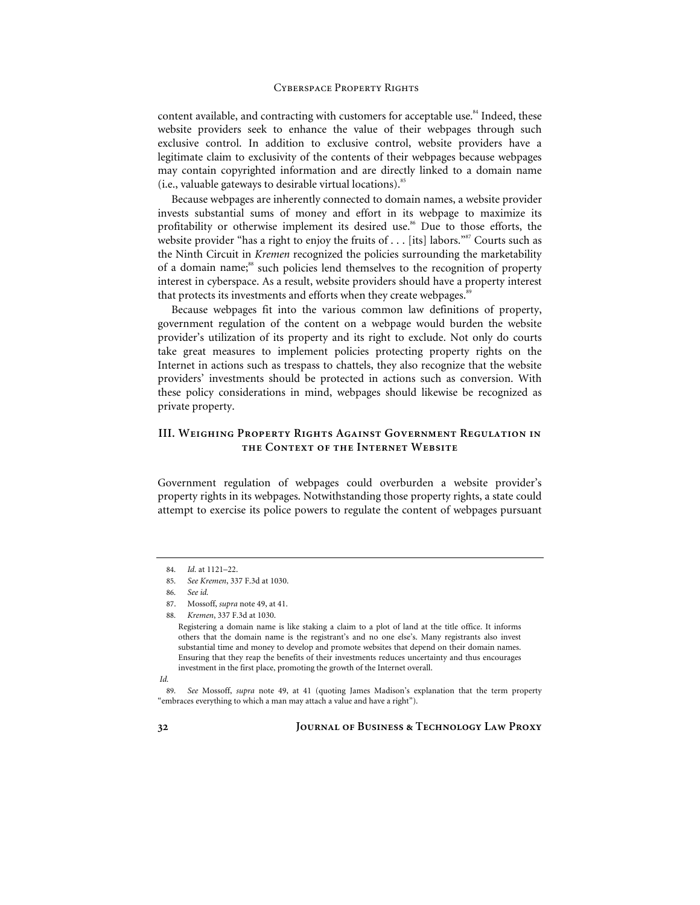content available, and contracting with customers for acceptable use.[84] Indeed, these website providers seek to enhance the value of their webpages through such exclusive control. In addition to exclusive control, website providers have a legitimate claim to exclusivity of the contents of their webpages because webpages may contain copyrighted information and are directly linked to a domain name (i.e., valuable gateways to desirable virtual locations).[85]

Because webpages are inherently connected to domain names, a website provider invests substantial sums of money and effort in its webpage to maximize its profitability or otherwise implement its desired use.[86] Due to those efforts, the website provider "has a right to enjoy the fruits of . . . [its] labors."[87] Courts such as the Ninth Circuit in *Kremen* recognized the policies surrounding the marketability of a domain name;[88] such policies lend themselves to the recognition of property interest in cyberspace. As a result, website providers should have a property interest that protects its investments and efforts when they create webpages.[89]

Because webpages fit into the various common law definitions of property, government regulation of the content on a webpage would burden the website provider's utilization of its property and its right to exclude. Not only do courts take great measures to implement policies protecting property rights on the Internet in actions such as trespass to chattels, they also recognize that the website providers' investments should be protected in actions such as conversion. With these policy considerations in mind, webpages should likewise be recognized as private property.

## III. Weighing Property Rights Against Government Regulation in the Context of the Internet Website

Government regulation of webpages could overburden a website provider's property rights in its webpages. Notwithstanding those property rights, a state could attempt to exercise its police powers to regulate the content of webpages pursuant

---

84. *Id.* at 1121–22.

85. *See Kremen*, 337 F.3d at 1030.

86. *See id.*

87. Mossoff, *supra* note 49, at 41.

88. *Kremen*, 337 F.3d at 1030.

> Registering a domain name is like staking a claim to a plot of land at the title office. It informs others that the domain name is the registrant's and no one else's. Many registrants also invest substantial time and money to develop and promote websites that depend on their domain names. Ensuring that they reap the benefits of their investments reduces uncertainty and thus encourages investment in the first place, promoting the growth of the Internet overall.

*Id.*

89. *See* Mossoff, *supra* note 49, at 41 (quoting James Madison's explanation that the term property "embraces everything to which a man may attach a value and have a right").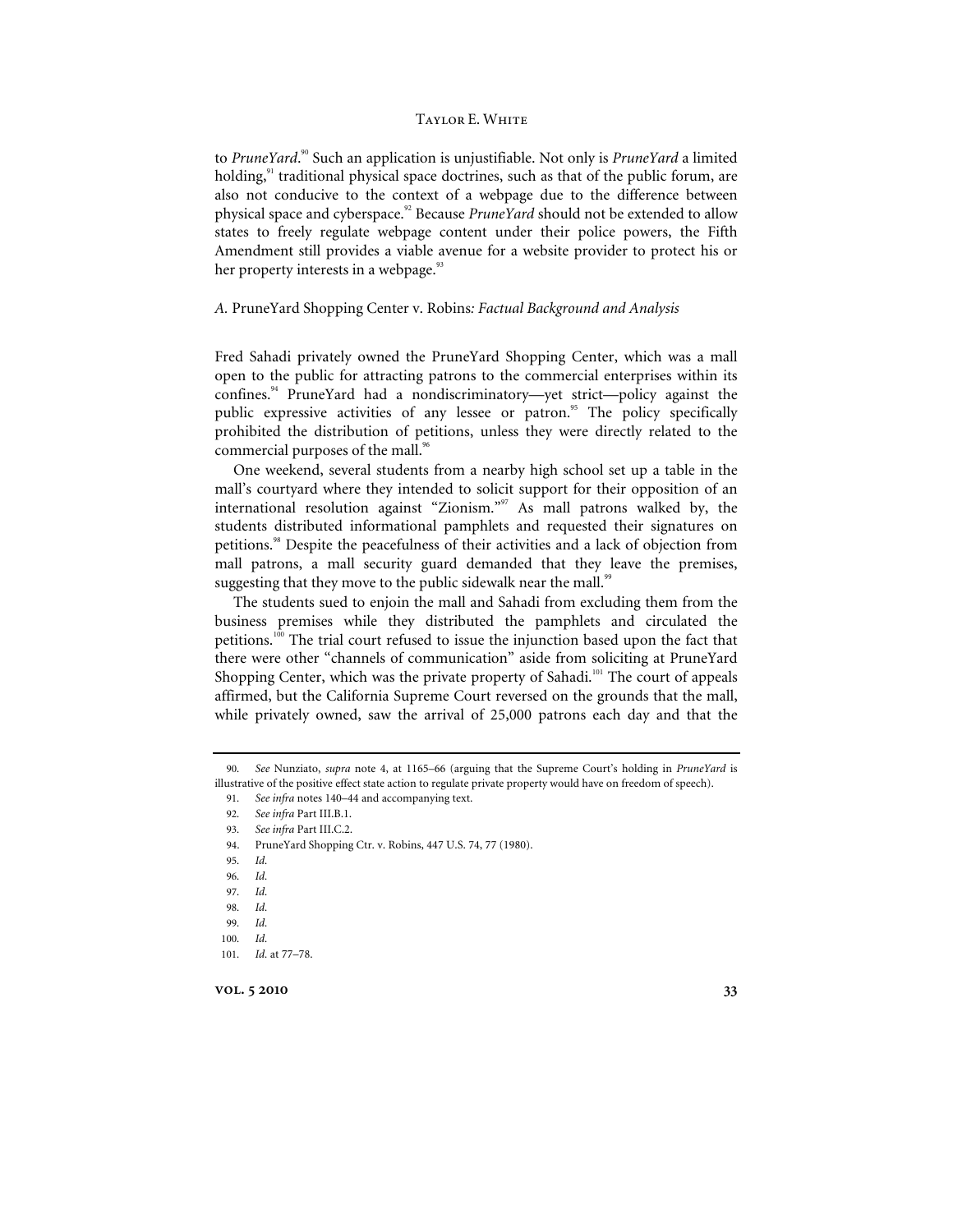to *PruneYard*.[90] Such an application is unjustifiable. Not only is *PruneYard* a limited holding,[91] traditional physical space doctrines, such as that of the public forum, are also not conducive to the context of a webpage due to the difference between physical space and cyberspace.[92] Because *PruneYard* should not be extended to allow states to freely regulate webpage content under their police powers, the Fifth Amendment still provides a viable avenue for a website provider to protect his or her property interests in a webpage.[93]

### *A.* PruneYard Shopping Center v. Robins*: Factual Background and Analysis*

Fred Sahadi privately owned the PruneYard Shopping Center, which was a mall open to the public for attracting patrons to the commercial enterprises within its confines.[94] PruneYard had a nondiscriminatory—yet strict—policy against the public expressive activities of any lessee or patron.[95] The policy specifically prohibited the distribution of petitions, unless they were directly related to the commercial purposes of the mall.[96]

One weekend, several students from a nearby high school set up a table in the mall's courtyard where they intended to solicit support for their opposition of an international resolution against "Zionism."[97] As mall patrons walked by, the students distributed informational pamphlets and requested their signatures on petitions.[98] Despite the peacefulness of their activities and a lack of objection from mall patrons, a mall security guard demanded that they leave the premises, suggesting that they move to the public sidewalk near the mall.[99]

The students sued to enjoin the mall and Sahadi from excluding them from the business premises while they distributed the pamphlets and circulated the petitions.[100] The trial court refused to issue the injunction based upon the fact that there were other "channels of communication" aside from soliciting at PruneYard Shopping Center, which was the private property of Sahadi.[101] The court of appeals affirmed, but the California Supreme Court reversed on the grounds that the mall, while privately owned, saw the arrival of 25,000 patrons each day and that the

---

90. *See* Nunziato, *supra* note 4, at 1165–66 (arguing that the Supreme Court's holding in *PruneYard* is illustrative of the positive effect state action to regulate private property would have on freedom of speech).

91. *See infra* notes 140–44 and accompanying text.

92. *See infra* Part III.B.1.

93. *See infra* Part III.C.2.

94. PruneYard Shopping Ctr. v. Robins, 447 U.S. 74, 77 (1980).

95. *Id.*

96. *Id.*

97. *Id.*

98. *Id.*

99. *Id.*

100. *Id.*

101. *Id.* at 77–78.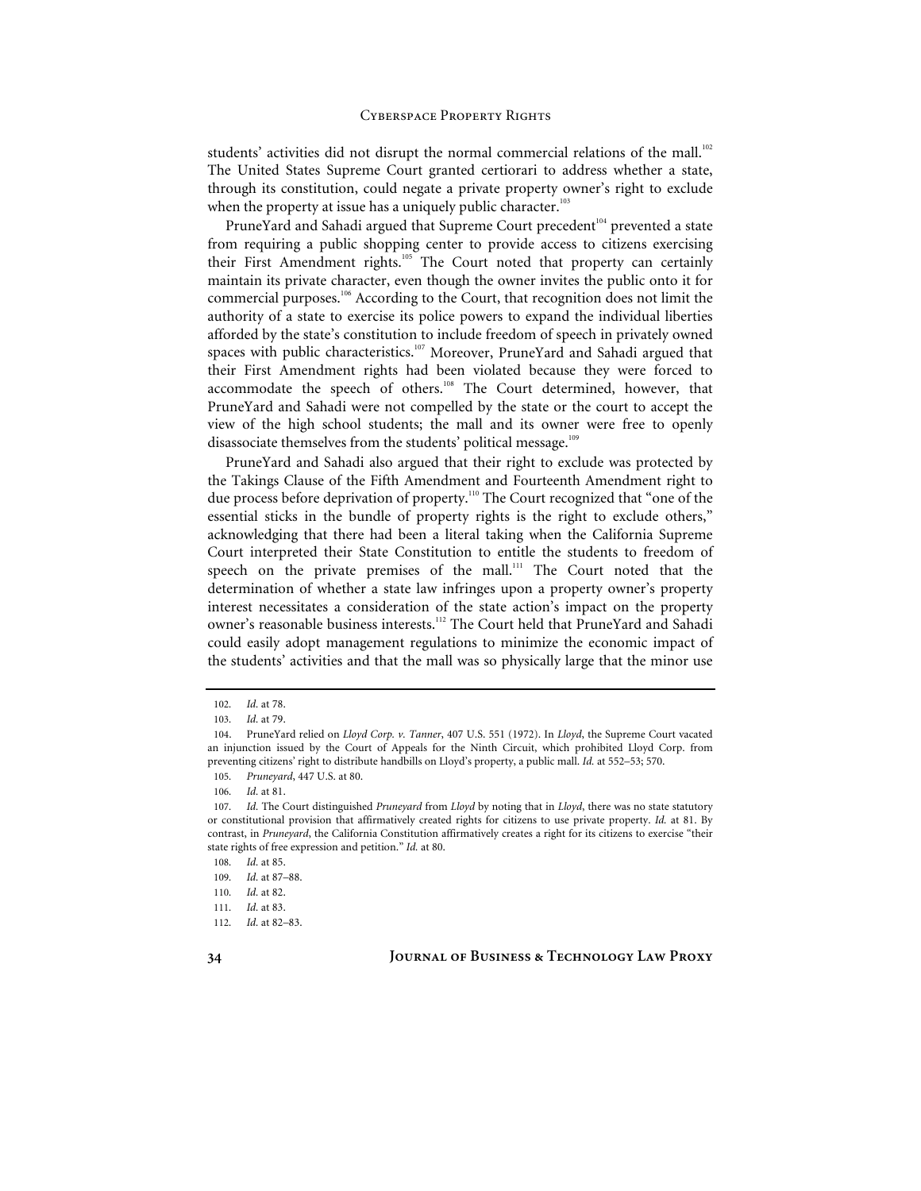students' activities did not disrupt the normal commercial relations of the mall.[102] The United States Supreme Court granted certiorari to address whether a state, through its constitution, could negate a private property owner's right to exclude when the property at issue has a uniquely public character.[103]

PruneYard and Sahadi argued that Supreme Court precedent[104] prevented a state from requiring a public shopping center to provide access to citizens exercising their First Amendment rights.[105] The Court noted that property can certainly maintain its private character, even though the owner invites the public onto it for commercial purposes.[106] According to the Court, that recognition does not limit the authority of a state to exercise its police powers to expand the individual liberties afforded by the state's constitution to include freedom of speech in privately owned spaces with public characteristics.[107] Moreover, PruneYard and Sahadi argued that their First Amendment rights had been violated because they were forced to accommodate the speech of others.[108] The Court determined, however, that PruneYard and Sahadi were not compelled by the state or the court to accept the view of the high school students; the mall and its owner were free to openly disassociate themselves from the students' political message.[109]

PruneYard and Sahadi also argued that their right to exclude was protected by the Takings Clause of the Fifth Amendment and Fourteenth Amendment right to due process before deprivation of property.[110] The Court recognized that "one of the essential sticks in the bundle of property rights is the right to exclude others," acknowledging that there had been a literal taking when the California Supreme Court interpreted their State Constitution to entitle the students to freedom of speech on the private premises of the mall.[111] The Court noted that the determination of whether a state law infringes upon a property owner's property interest necessitates a consideration of the state action's impact on the property owner's reasonable business interests.[112] The Court held that PruneYard and Sahadi could easily adopt management regulations to minimize the economic impact of the students' activities and that the mall was so physically large that the minor use

---

102. *Id.* at 78.

103. *Id.* at 79.

104. PruneYard relied on *Lloyd Corp. v. Tanner*, 407 U.S. 551 (1972). In *Lloyd*, the Supreme Court vacated an injunction issued by the Court of Appeals for the Ninth Circuit, which prohibited Lloyd Corp. from preventing citizens' right to distribute handbills on Lloyd's property, a public mall. *Id.* at 552–53; 570.

105. *Pruneyard*, 447 U.S. at 80.

106. *Id.* at 81.

107. *Id.* The Court distinguished *Pruneyard* from *Lloyd* by noting that in *Lloyd*, there was no state statutory or constitutional provision that affirmatively created rights for citizens to use private property. *Id.* at 81. By contrast, in *Pruneyard*, the California Constitution affirmatively creates a right for its citizens to exercise "their state rights of free expression and petition." *Id.* at 80.

108. *Id.* at 85.

109. *Id.* at 87–88.

110. *Id.* at 82.

111. *Id.* at 83.

112. *Id.* at 82–83.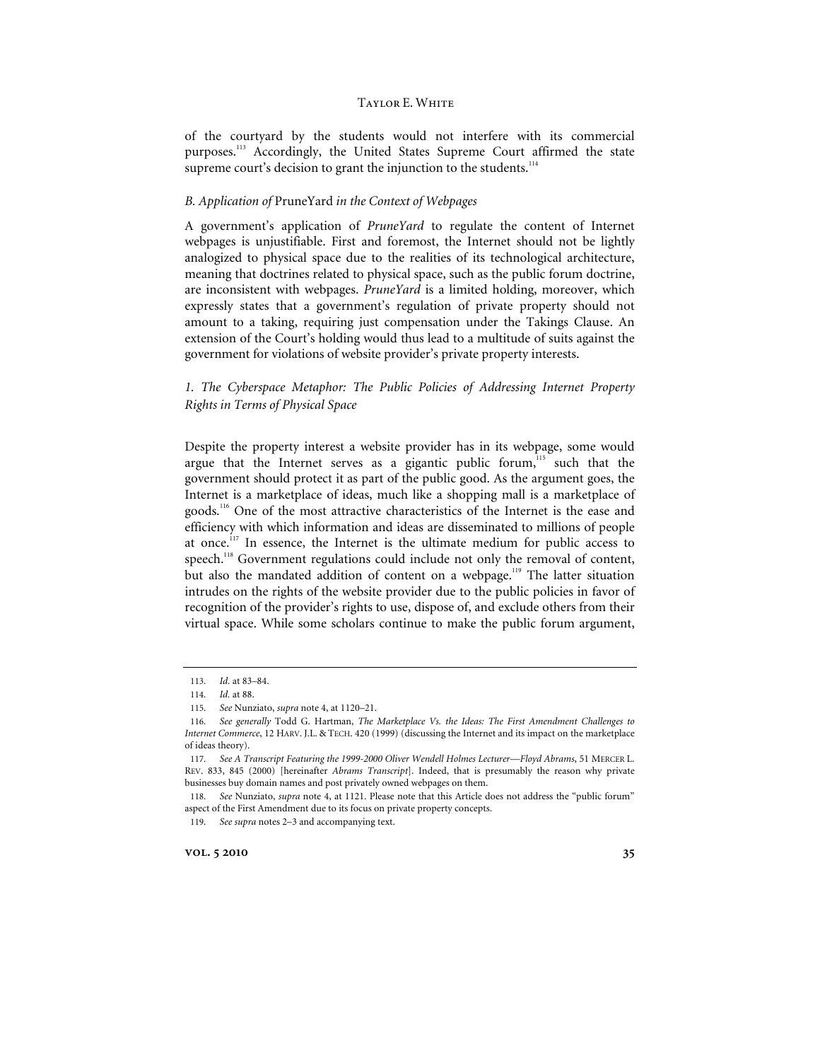of the courtyard by the students would not interfere with its commercial purposes.[113] Accordingly, the United States Supreme Court affirmed the state supreme court's decision to grant the injunction to the students.[114]

### *B. Application of* PruneYard *in the Context of Webpages*

A government's application of *PruneYard* to regulate the content of Internet webpages is unjustifiable. First and foremost, the Internet should not be lightly analogized to physical space due to the realities of its technological architecture, meaning that doctrines related to physical space, such as the public forum doctrine, are inconsistent with webpages. *PruneYard* is a limited holding, moreover, which expressly states that a government's regulation of private property should not amount to a taking, requiring just compensation under the Takings Clause. An extension of the Court's holding would thus lead to a multitude of suits against the government for violations of website provider's private property interests.

#### *1. The Cyberspace Metaphor: The Public Policies of Addressing Internet Property Rights in Terms of Physical Space*

Despite the property interest a website provider has in its webpage, some would argue that the Internet serves as a gigantic public forum,[115] such that the government should protect it as part of the public good. As the argument goes, the Internet is a marketplace of ideas, much like a shopping mall is a marketplace of goods.[116] One of the most attractive characteristics of the Internet is the ease and efficiency with which information and ideas are disseminated to millions of people at once.[117] In essence, the Internet is the ultimate medium for public access to speech.[118] Government regulations could include not only the removal of content, but also the mandated addition of content on a webpage.[119] The latter situation intrudes on the rights of the website provider due to the public policies in favor of recognition of the provider's rights to use, dispose of, and exclude others from their virtual space. While some scholars continue to make the public forum argument,

---

113. *Id.* at 83–84.

114. *Id.* at 88.

115. *See* Nunziato, *supra* note 4, at 1120–21.

116. *See generally* Todd G. Hartman, *The Marketplace Vs. the Ideas: The First Amendment Challenges to Internet Commerce*, 12 HARV. J.L. & TECH. 420 (1999) (discussing the Internet and its impact on the marketplace of ideas theory).

117. *See A Transcript Featuring the 1999-2000 Oliver Wendell Holmes Lecturer—Floyd Abrams*, 51 MERCER L. REV. 833, 845 (2000) [hereinafter *Abrams Transcript*]. Indeed, that is presumably the reason why private businesses buy domain names and post privately owned webpages on them.

118. *See* Nunziato, *supra* note 4, at 1121. Please note that this Article does not address the "public forum" aspect of the First Amendment due to its focus on private property concepts.

119. *See supra* notes 2–3 and accompanying text.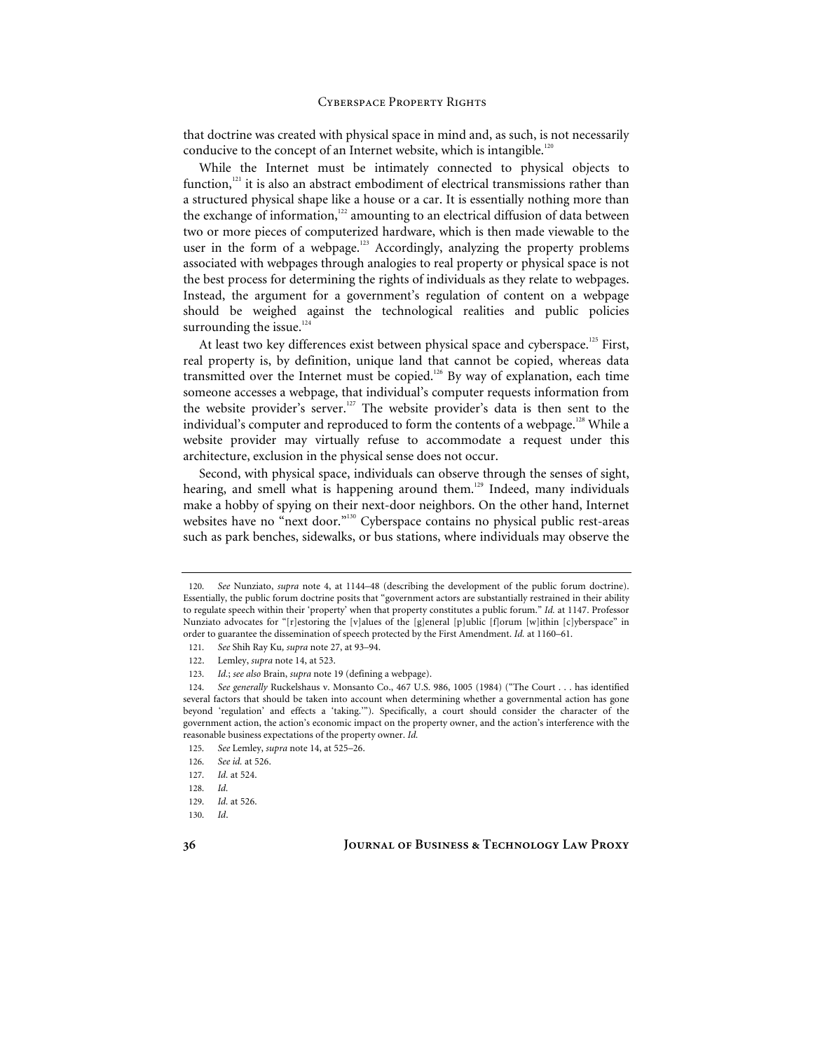that doctrine was created with physical space in mind and, as such, is not necessarily conducive to the concept of an Internet website, which is intangible.[120]

While the Internet must be intimately connected to physical objects to function,[121] it is also an abstract embodiment of electrical transmissions rather than a structured physical shape like a house or a car. It is essentially nothing more than the exchange of information,[122] amounting to an electrical diffusion of data between two or more pieces of computerized hardware, which is then made viewable to the user in the form of a webpage.[123] Accordingly, analyzing the property problems associated with webpages through analogies to real property or physical space is not the best process for determining the rights of individuals as they relate to webpages. Instead, the argument for a government's regulation of content on a webpage should be weighed against the technological realities and public policies surrounding the issue.[124]

At least two key differences exist between physical space and cyberspace.[125] First, real property is, by definition, unique land that cannot be copied, whereas data transmitted over the Internet must be copied.[126] By way of explanation, each time someone accesses a webpage, that individual's computer requests information from the website provider's server.[127] The website provider's data is then sent to the individual's computer and reproduced to form the contents of a webpage.[128] While a website provider may virtually refuse to accommodate a request under this architecture, exclusion in the physical sense does not occur.

Second, with physical space, individuals can observe through the senses of sight, hearing, and smell what is happening around them.[129] Indeed, many individuals make a hobby of spying on their next-door neighbors. On the other hand, Internet websites have no "next door."[130] Cyberspace contains no physical public rest-areas such as park benches, sidewalks, or bus stations, where individuals may observe the

---

120. *See* Nunziato, *supra* note 4, at 1144–48 (describing the development of the public forum doctrine). Essentially, the public forum doctrine posits that "government actors are substantially restrained in their ability to regulate speech within their 'property' when that property constitutes a public forum." *Id.* at 1147. Professor Nunziato advocates for "[r]estoring the [v]alues of the [g]eneral [p]ublic [f]orum [w]ithin [c]yberspace" in order to guarantee the dissemination of speech protected by the First Amendment. *Id.* at 1160–61.

121. *See* Shih Ray Ku, *supra* note 27, at 93–94.

122. Lemley, *supra* note 14, at 523.

123. *Id.*; *see also* Brain, *supra* note 19 (defining a webpage).

124. *See generally* Ruckelshaus v. Monsanto Co., 467 U.S. 986, 1005 (1984) ("The Court . . . has identified several factors that should be taken into account when determining whether a governmental action has gone beyond 'regulation' and effects a 'taking.'"). Specifically, a court should consider the character of the government action, the action's economic impact on the property owner, and the action's interference with the reasonable business expectations of the property owner. *Id.*

125. *See* Lemley, *supra* note 14, at 525–26.

126. *See id.* at 526.

127. *Id.* at 524.

128. *Id.*

129. *Id.* at 526.

130. *Id*.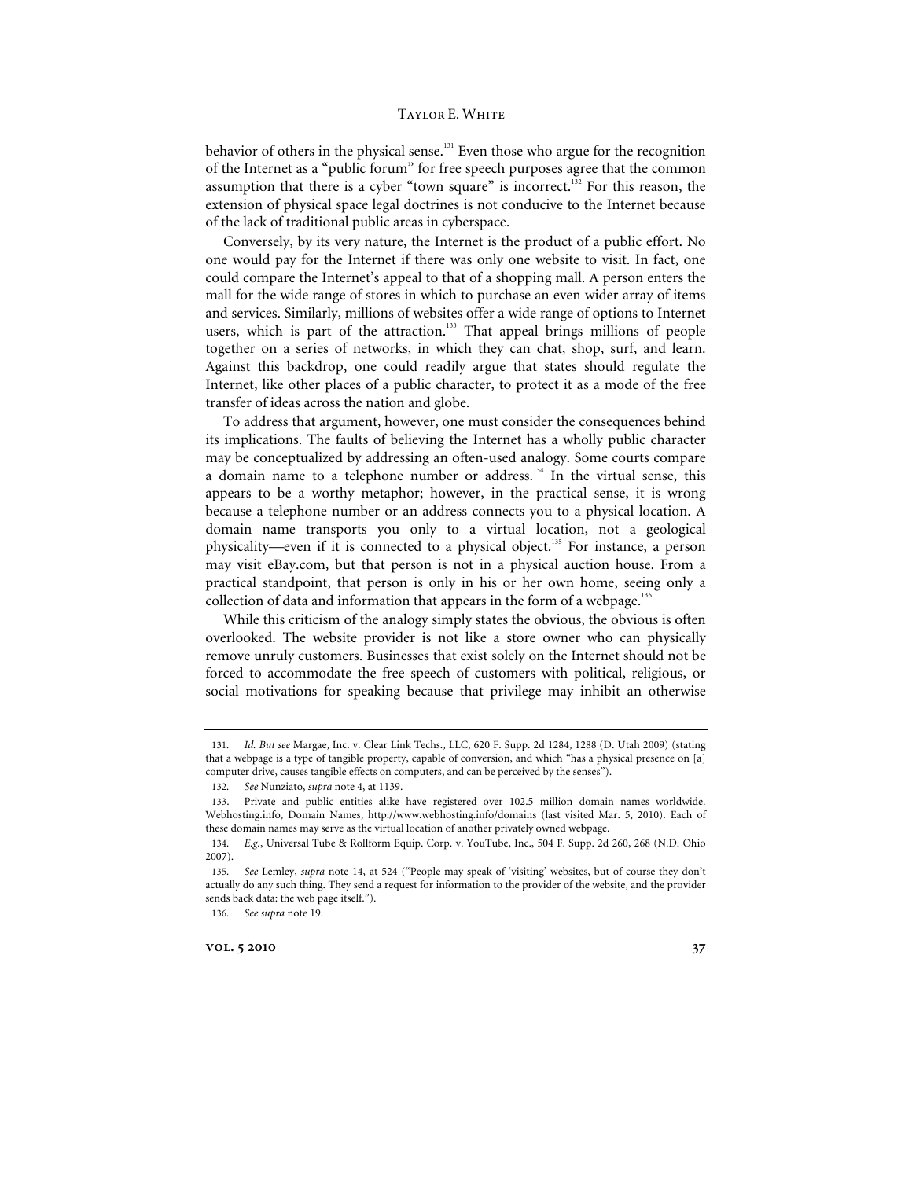behavior of others in the physical sense.[131] Even those who argue for the recognition of the Internet as a "public forum" for free speech purposes agree that the common assumption that there is a cyber "town square" is incorrect.[132] For this reason, the extension of physical space legal doctrines is not conducive to the Internet because of the lack of traditional public areas in cyberspace.

Conversely, by its very nature, the Internet is the product of a public effort. No one would pay for the Internet if there was only one website to visit. In fact, one could compare the Internet's appeal to that of a shopping mall. A person enters the mall for the wide range of stores in which to purchase an even wider array of items and services. Similarly, millions of websites offer a wide range of options to Internet users, which is part of the attraction.[133] That appeal brings millions of people together on a series of networks, in which they can chat, shop, surf, and learn. Against this backdrop, one could readily argue that states should regulate the Internet, like other places of a public character, to protect it as a mode of the free transfer of ideas across the nation and globe.

To address that argument, however, one must consider the consequences behind its implications. The faults of believing the Internet has a wholly public character may be conceptualized by addressing an often-used analogy. Some courts compare a domain name to a telephone number or address.[134] In the virtual sense, this appears to be a worthy metaphor; however, in the practical sense, it is wrong because a telephone number or an address connects you to a physical location. A domain name transports you only to a virtual location, not a geological physicality—even if it is connected to a physical object.[135] For instance, a person may visit eBay.com, but that person is not in a physical auction house. From a practical standpoint, that person is only in his or her own home, seeing only a collection of data and information that appears in the form of a webpage.[136]

While this criticism of the analogy simply states the obvious, the obvious is often overlooked. The website provider is not like a store owner who can physically remove unruly customers. Businesses that exist solely on the Internet should not be forced to accommodate the free speech of customers with political, religious, or social motivations for speaking because that privilege may inhibit an otherwise

---

131. *Id. But see* Margae, Inc. v. Clear Link Techs., LLC, 620 F. Supp. 2d 1284, 1288 (D. Utah 2009) (stating that a webpage is a type of tangible property, capable of conversion, and which "has a physical presence on [a] computer drive, causes tangible effects on computers, and can be perceived by the senses").

132. *See* Nunziato, *supra* note 4, at 1139.

133. Private and public entities alike have registered over 102.5 million domain names worldwide. Webhosting.info, Domain Names, http://www.webhosting.info/domains (last visited Mar. 5, 2010). Each of these domain names may serve as the virtual location of another privately owned webpage.

134. *E.g.*, Universal Tube & Rollform Equip. Corp. v. YouTube, Inc., 504 F. Supp. 2d 260, 268 (N.D. Ohio 2007).

135. *See* Lemley, *supra* note 14, at 524 ("People may speak of 'visiting' websites, but of course they don't actually do any such thing. They send a request for information to the provider of the website, and the provider sends back data: the web page itself.").

136. *See supra* note 19.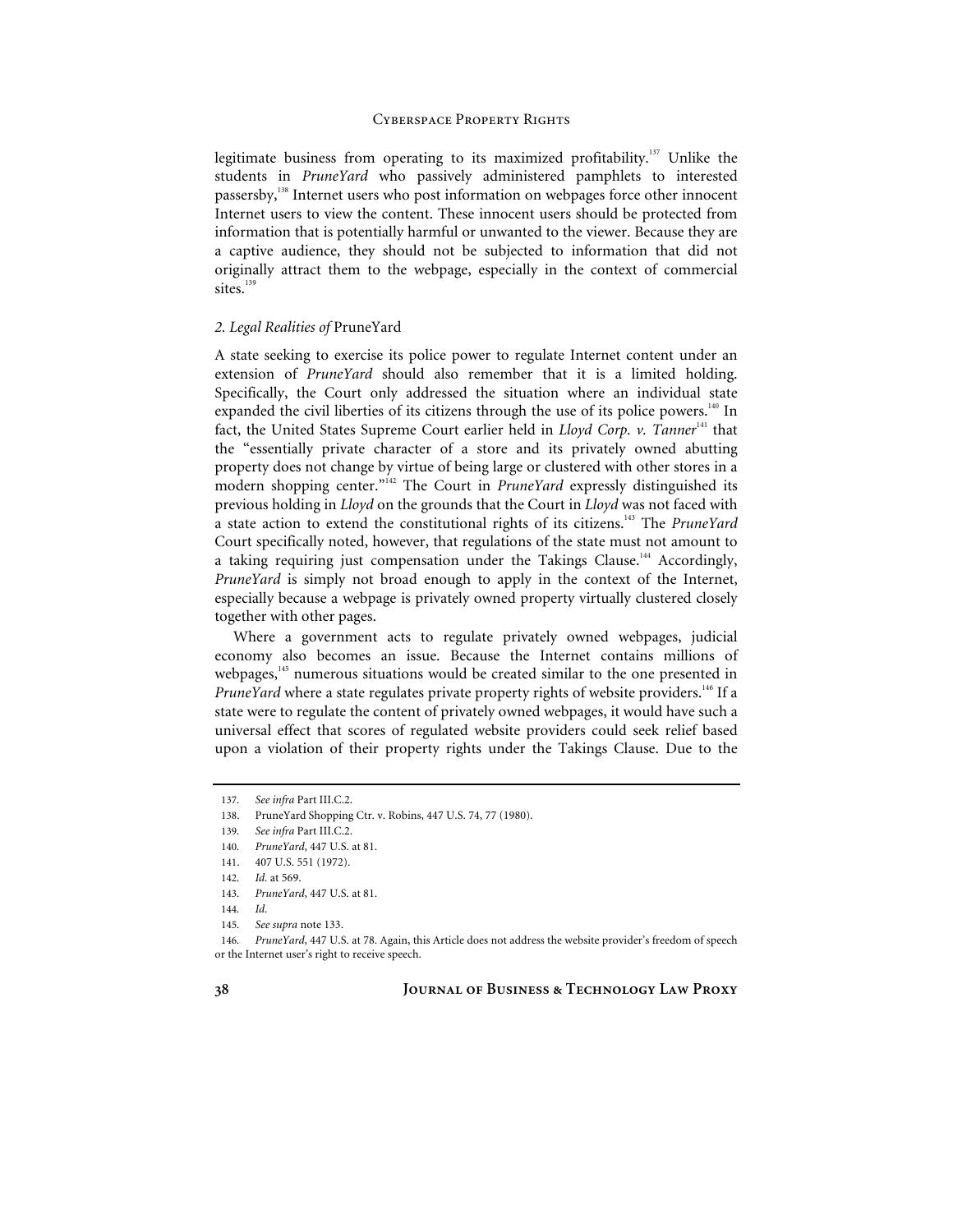legitimate business from operating to its maximized profitability.[137] Unlike the students in *PruneYard* who passively administered pamphlets to interested passersby,[138] Internet users who post information on webpages force other innocent Internet users to view the content. These innocent users should be protected from information that is potentially harmful or unwanted to the viewer. Because they are a captive audience, they should not be subjected to information that did not originally attract them to the webpage, especially in the context of commercial sites.[139]

### 2. Legal Realities of PruneYard

A state seeking to exercise its police power to regulate Internet content under an extension of *PruneYard* should also remember that it is a limited holding. Specifically, the Court only addressed the situation where an individual state expanded the civil liberties of its citizens through the use of its police powers.[140] In fact, the United States Supreme Court earlier held in *Lloyd Corp. v. Tanner*[141] that the "essentially private character of a store and its privately owned abutting property does not change by virtue of being large or clustered with other stores in a modern shopping center."[142] The Court in *PruneYard* expressly distinguished its previous holding in *Lloyd* on the grounds that the Court in *Lloyd* was not faced with a state action to extend the constitutional rights of its citizens.[143] The *PruneYard* Court specifically noted, however, that regulations of the state must not amount to a taking requiring just compensation under the Takings Clause.[144] Accordingly, *PruneYard* is simply not broad enough to apply in the context of the Internet, especially because a webpage is privately owned property virtually clustered closely together with other pages.

Where a government acts to regulate privately owned webpages, judicial economy also becomes an issue. Because the Internet contains millions of webpages,[145] numerous situations would be created similar to the one presented in *PruneYard* where a state regulates private property rights of website providers.[146] If a state were to regulate the content of privately owned webpages, it would have such a universal effect that scores of regulated website providers could seek relief based upon a violation of their property rights under the Takings Clause. Due to the

---

137. *See infra* Part III.C.2.

138. PruneYard Shopping Ctr. v. Robins, 447 U.S. 74, 77 (1980).

139. *See infra* Part III.C.2.

140. *PruneYard*, 447 U.S. at 81.

141. 407 U.S. 551 (1972).

142. *Id.* at 569.

143. *PruneYard*, 447 U.S. at 81.

144. *Id.*

145. *See supra* note 133.

146. *PruneYard*, 447 U.S. at 78. Again, this Article does not address the website provider's freedom of speech or the Internet user's right to receive speech.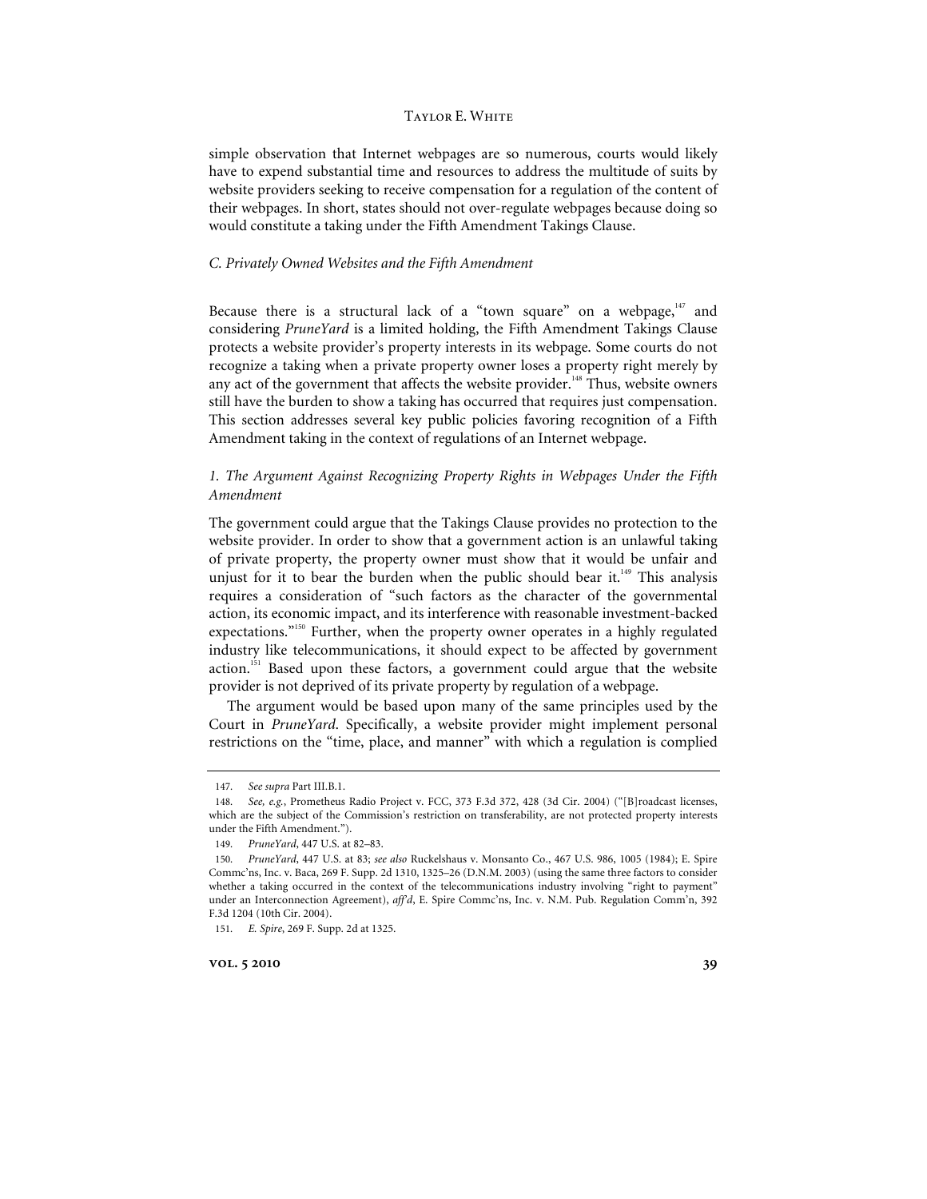simple observation that Internet webpages are so numerous, courts would likely have to expend substantial time and resources to address the multitude of suits by website providers seeking to receive compensation for a regulation of the content of their webpages. In short, states should not over-regulate webpages because doing so would constitute a taking under the Fifth Amendment Takings Clause.

### *C. Privately Owned Websites and the Fifth Amendment*

Because there is a structural lack of a "town square" on a webpage,[147] and considering *PruneYard* is a limited holding, the Fifth Amendment Takings Clause protects a website provider's property interests in its webpage. Some courts do not recognize a taking when a private property owner loses a property right merely by any act of the government that affects the website provider.[148] Thus, website owners still have the burden to show a taking has occurred that requires just compensation. This section addresses several key public policies favoring recognition of a Fifth Amendment taking in the context of regulations of an Internet webpage.

#### *1. The Argument Against Recognizing Property Rights in Webpages Under the Fifth Amendment*

The government could argue that the Takings Clause provides no protection to the website provider. In order to show that a government action is an unlawful taking of private property, the property owner must show that it would be unfair and unjust for it to bear the burden when the public should bear it.[149] This analysis requires a consideration of "such factors as the character of the governmental action, its economic impact, and its interference with reasonable investment-backed expectations."[150] Further, when the property owner operates in a highly regulated industry like telecommunications, it should expect to be affected by government action.[151] Based upon these factors, a government could argue that the website provider is not deprived of its private property by regulation of a webpage.

The argument would be based upon many of the same principles used by the Court in *PruneYard*. Specifically, a website provider might implement personal restrictions on the "time, place, and manner" with which a regulation is complied

---

147. *See supra* Part III.B.1.

148. *See, e.g.*, Prometheus Radio Project v. FCC, 373 F.3d 372, 428 (3d Cir. 2004) ("[B]roadcast licenses, which are the subject of the Commission's restriction on transferability, are not protected property interests under the Fifth Amendment.").

149. *PruneYard*, 447 U.S. at 82–83.

150. *PruneYard*, 447 U.S. at 83; *see also* Ruckelshaus v. Monsanto Co., 467 U.S. 986, 1005 (1984); E. Spire Commc'ns, Inc. v. Baca, 269 F. Supp. 2d 1310, 1325–26 (D.N.M. 2003) (using the same three factors to consider whether a taking occurred in the context of the telecommunications industry involving "right to payment" under an Interconnection Agreement), *aff'd*, E. Spire Commc'ns, Inc. v. N.M. Pub. Regulation Comm'n, 392 F.3d 1204 (10th Cir. 2004).

151. *E. Spire*, 269 F. Supp. 2d at 1325.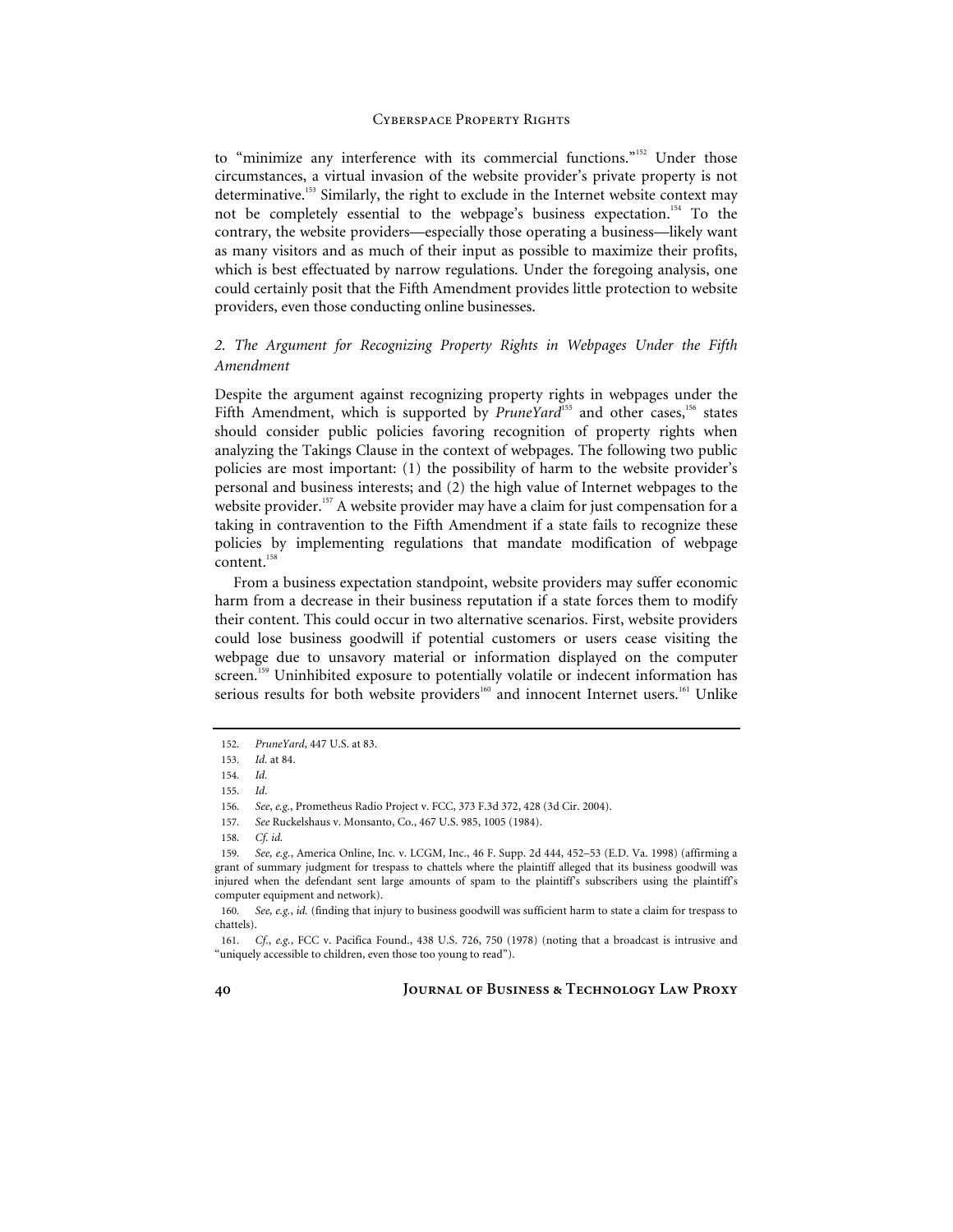to "minimize any interference with its commercial functions."[152] Under those circumstances, a virtual invasion of the website provider's private property is not determinative.[153] Similarly, the right to exclude in the Internet website context may not be completely essential to the webpage's business expectation.[154] To the contrary, the website providers—especially those operating a business—likely want as many visitors and as much of their input as possible to maximize their profits, which is best effectuated by narrow regulations. Under the foregoing analysis, one could certainly posit that the Fifth Amendment provides little protection to website providers, even those conducting online businesses.

### *2. The Argument for Recognizing Property Rights in Webpages Under the Fifth Amendment*

Despite the argument against recognizing property rights in webpages under the Fifth Amendment, which is supported by *PruneYard*[155] and other cases,[156] states should consider public policies favoring recognition of property rights when analyzing the Takings Clause in the context of webpages. The following two public policies are most important: (1) the possibility of harm to the website provider's personal and business interests; and (2) the high value of Internet webpages to the website provider.[157] A website provider may have a claim for just compensation for a taking in contravention to the Fifth Amendment if a state fails to recognize these policies by implementing regulations that mandate modification of webpage content.[158]

From a business expectation standpoint, website providers may suffer economic harm from a decrease in their business reputation if a state forces them to modify their content. This could occur in two alternative scenarios. First, website providers could lose business goodwill if potential customers or users cease visiting the webpage due to unsavory material or information displayed on the computer screen.[159] Uninhibited exposure to potentially volatile or indecent information has serious results for both website providers[160] and innocent Internet users.[161] Unlike

---

152. *PruneYard*, 447 U.S. at 83.

153. *Id.* at 84.

154. *Id.*

155. *Id.*

156. *See*, *e.g.*, Prometheus Radio Project v. FCC, 373 F.3d 372, 428 (3d Cir. 2004).

157. *See* Ruckelshaus v. Monsanto, Co., 467 U.S. 985, 1005 (1984).

158. *Cf. id.*

159. *See, e.g.*, America Online, Inc. v. LCGM, Inc., 46 F. Supp. 2d 444, 452–53 (E.D. Va. 1998) (affirming a grant of summary judgment for trespass to chattels where the plaintiff alleged that its business goodwill was injured when the defendant sent large amounts of spam to the plaintiff's subscribers using the plaintiff's computer equipment and network).

160. *See, e.g.*, *id.* (finding that injury to business goodwill was sufficient harm to state a claim for trespass to chattels).

161. *Cf.*, *e.g.*, FCC v. Pacifica Found., 438 U.S. 726, 750 (1978) (noting that a broadcast is intrusive and "uniquely accessible to children, even those too young to read").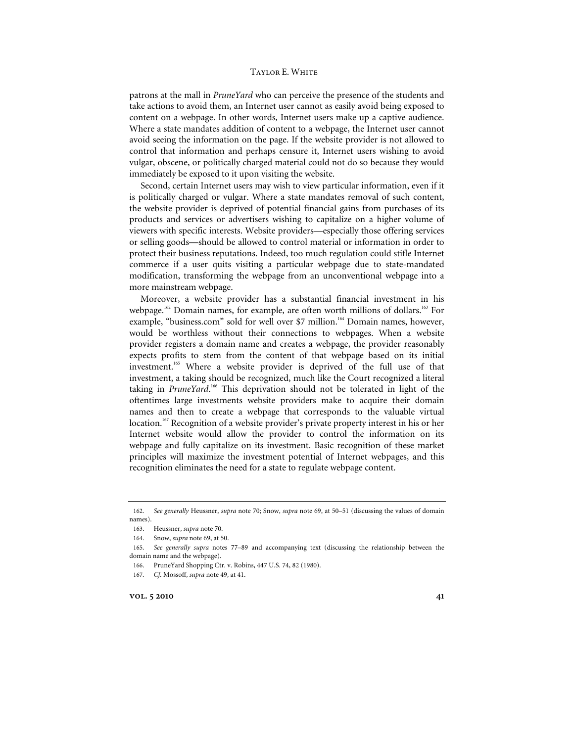patrons at the mall in *PruneYard* who can perceive the presence of the students and take actions to avoid them, an Internet user cannot as easily avoid being exposed to content on a webpage. In other words, Internet users make up a captive audience. Where a state mandates addition of content to a webpage, the Internet user cannot avoid seeing the information on the page. If the website provider is not allowed to control that information and perhaps censure it, Internet users wishing to avoid vulgar, obscene, or politically charged material could not do so because they would immediately be exposed to it upon visiting the website.

Second, certain Internet users may wish to view particular information, even if it is politically charged or vulgar. Where a state mandates removal of such content, the website provider is deprived of potential financial gains from purchases of its products and services or advertisers wishing to capitalize on a higher volume of viewers with specific interests. Website providers—especially those offering services or selling goods—should be allowed to control material or information in order to protect their business reputations. Indeed, too much regulation could stifle Internet commerce if a user quits visiting a particular webpage due to state-mandated modification, transforming the webpage from an unconventional webpage into a more mainstream webpage.

Moreover, a website provider has a substantial financial investment in his webpage.[162] Domain names, for example, are often worth millions of dollars.[163] For example, "business.com" sold for well over $7 million.[164] Domain names, however, would be worthless without their connections to webpages. When a website provider registers a domain name and creates a webpage, the provider reasonably expects profits to stem from the content of that webpage based on its initial investment.[165] Where a website provider is deprived of the full use of that investment, a taking should be recognized, much like the Court recognized a literal taking in *PruneYard*.[166] This deprivation should not be tolerated in light of the oftentimes large investments website providers make to acquire their domain names and then to create a webpage that corresponds to the valuable virtual location.[167] Recognition of a website provider's private property interest in his or her Internet website would allow the provider to control the information on its webpage and fully capitalize on its investment. Basic recognition of these market principles will maximize the investment potential of Internet webpages, and this recognition eliminates the need for a state to regulate webpage content.

---

162. *See generally* Heussner, *supra* note 70; Snow, *supra* note 69, at 50–51 (discussing the values of domain names).

163. Heussner, *supra* note 70.

164. Snow, *supra* note 69, at 50.

165. *See generally supra* notes 77–89 and accompanying text (discussing the relationship between the domain name and the webpage).

166. PruneYard Shopping Ctr. v. Robins, 447 U.S. 74, 82 (1980).

167. *Cf.* Mossoff, *supra* note 49, at 41.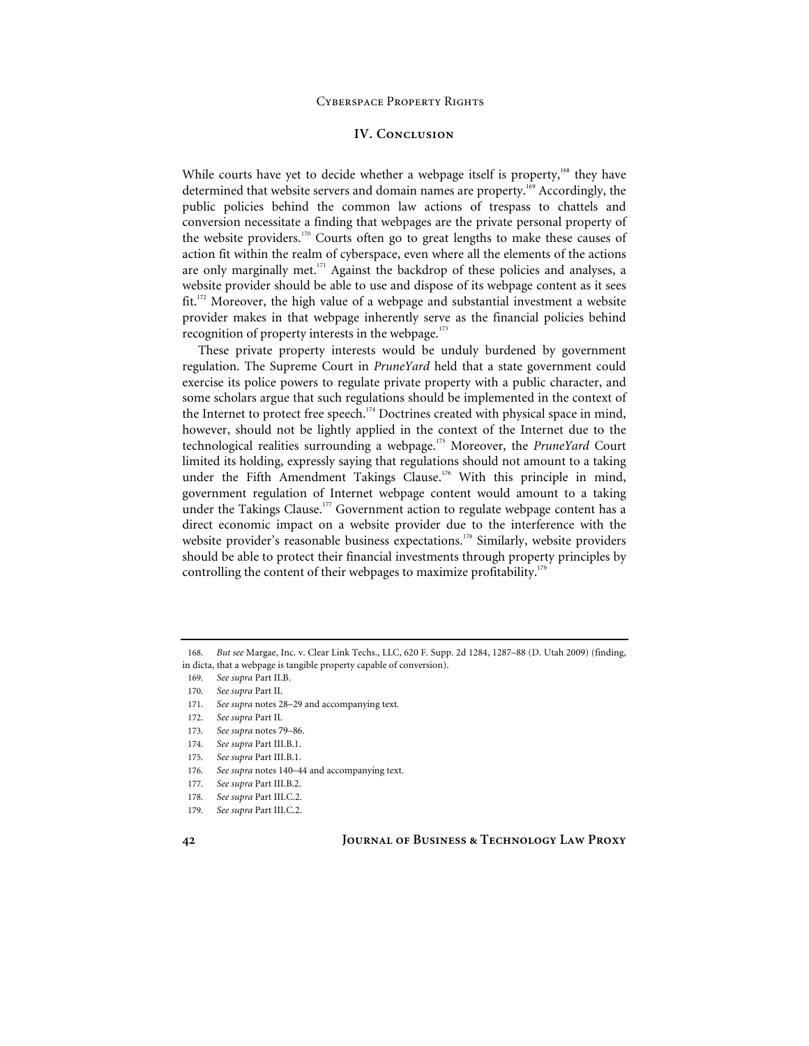## IV. Conclusion

While courts have yet to decide whether a webpage itself is property,[168] they have determined that website servers and domain names are property.[169] Accordingly, the public policies behind the common law actions of trespass to chattels and conversion necessitate a finding that webpages are the private personal property of the website providers.[170] Courts often go to great lengths to make these causes of action fit within the realm of cyberspace, even where all the elements of the actions are only marginally met.[171] Against the backdrop of these policies and analyses, a website provider should be able to use and dispose of its webpage content as it sees fit.[172] Moreover, the high value of a webpage and substantial investment a website provider makes in that webpage inherently serve as the financial policies behind recognition of property interests in the webpage.[173]

These private property interests would be unduly burdened by government regulation. The Supreme Court in *PruneYard* held that a state government could exercise its police powers to regulate private property with a public character, and some scholars argue that such regulations should be implemented in the context of the Internet to protect free speech.[174] Doctrines created with physical space in mind, however, should not be lightly applied in the context of the Internet due to the technological realities surrounding a webpage.[175] Moreover, the *PruneYard* Court limited its holding, expressly saying that regulations should not amount to a taking under the Fifth Amendment Takings Clause.[176] With this principle in mind, government regulation of Internet webpage content would amount to a taking under the Takings Clause.[177] Government action to regulate webpage content has a direct economic impact on a website provider due to the interference with the website provider's reasonable business expectations.[178] Similarly, website providers should be able to protect their financial investments through property principles by controlling the content of their webpages to maximize profitability.[179]

---

168. *But see* Margae, Inc. v. Clear Link Techs., LLC, 620 F. Supp. 2d 1284, 1287–88 (D. Utah 2009) (finding, in dicta, that a webpage is tangible property capable of conversion).

169. *See supra* Part II.B.

170. *See supra* Part II.

171. *See supra* notes 28–29 and accompanying text.

172. *See supra* Part II.

173. *See supra* notes 79–86.

174. *See supra* Part III.B.1.

175. *See supra* Part III.B.1.

176. *See supra* notes 140–44 and accompanying text.

177. *See supra* Part III.B.2.

178. *See supra* Part III.C.2.

179. *See supra* Part III.C.2.